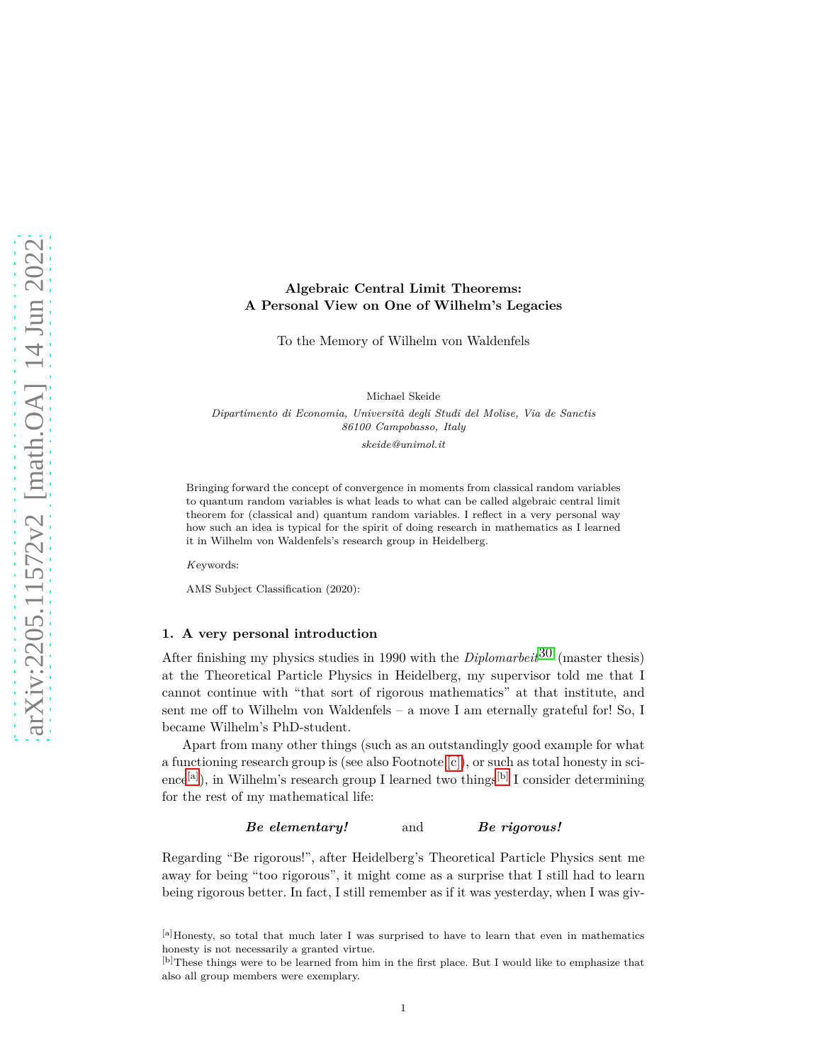# Algebraic Central Limit Theorems: A Personal View on One of Wilhelm's Legacies

To the Memory of Wilhelm von Waldenfels

Michael Skeide

*Dipartimento di Economia, Università degli Studi del Molise, Via de Sanctis 86100 Campobasso, Italy*

*skeide@unimol.it*

Bringing forward the concept of convergence in moments from classical random variables to quantum random variables is what leads to what can be called algebraic central limit theorem for (classical and) quantum random variables. I reflect in a very personal way how such an idea is typical for the spirit of doing research in mathematics as I learned it in Wilhelm von Waldenfels's research group in Heidelberg.

*K*eywords:

AMS Subject Classification (2020):

## 1. A very personal introduction

After finishing my physics studies in 1990 with the *Diplomarbeit*[30] (master thesis) at the Theoretical Particle Physics in Heidelberg, my supervisor told me that I cannot continue with "that sort of rigorous mathematics" at that institute, and sent me off to Wilhelm von Waldenfels – a move I am eternally grateful for! So, I became Wilhelm's PhD-student.

Apart from many other things (such as an outstandingly good example for what a functioning research group is (see also Footnote [c]), or such as total honesty in science[a]), in Wilhelm's research group I learned two things[b] I consider determining for the rest of my mathematical life:

***Be elementary!*** and ***Be rigorous!***

Regarding "Be rigorous!", after Heidelberg's Theoretical Particle Physics sent me away for being "too rigorous", it might come as a surprise that I still had to learn being rigorous better. In fact, I still remember as if it was yesterday, when I was giv-

[a] Honesty, so total that much later I was surprised to have to learn that even in mathematics honesty is not necessarily a granted virtue.

[b] These things were to be learned from him in the first place. But I would like to emphasize that also all group members were exemplary.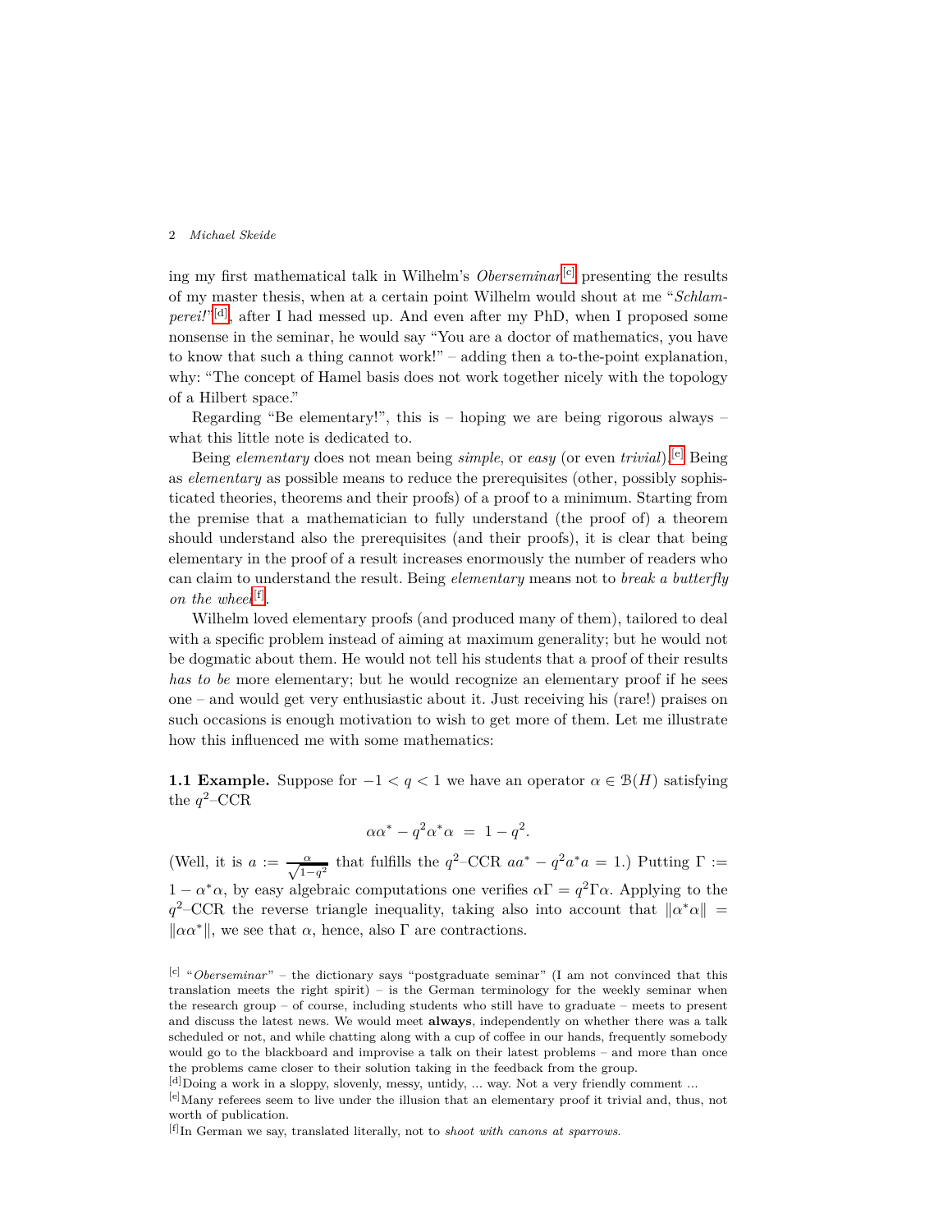ing my first mathematical talk in Wilhelm's *Oberseminar*[c] presenting the results of my master thesis, when at a certain point Wilhelm would shout at me "*Schlamperei!*"[d], after I had messed up. And even after my PhD, when I proposed some nonsense in the seminar, he would say "You are a doctor of mathematics, you have to know that such a thing cannot work!" – adding then a to-the-point explanation, why: "The concept of Hamel basis does not work together nicely with the topology of a Hilbert space."

Regarding "Be elementary!", this is – hoping we are being rigorous always – what this little note is dedicated to.

Being *elementary* does not mean being *simple*, or *easy* (or even *trivial*).[e] Being as *elementary* as possible means to reduce the prerequisites (other, possibly sophisticated theories, theorems and their proofs) of a proof to a minimum. Starting from the premise that a mathematician to fully understand (the proof of) a theorem should understand also the prerequisites (and their proofs), it is clear that being elementary in the proof of a result increases enormously the number of readers who can claim to understand the result. Being *elementary* means not to *break a butterfly on the wheel*[f].

Wilhelm loved elementary proofs (and produced many of them), tailored to deal with a specific problem instead of aiming at maximum generality; but he would not be dogmatic about them. He would not tell his students that a proof of their results *has to be* more elementary; but he would recognize an elementary proof if he sees one – and would get very enthusiastic about it. Just receiving his (rare!) praises on such occasions is enough motivation to wish to get more of them. Let me illustrate how this influenced me with some mathematics:

**1.1 Example.** Suppose for $-1 < q < 1$ we have an operator $\alpha \in \mathcal{B}(H)$ satisfying the $q^2$–CCR

$$\alpha\alpha^* - q^2\alpha^*\alpha \;=\; 1 - q^2.$$

(Well, it is $a := \frac{\alpha}{\sqrt{1-q^2}}$ that fulfills the $q^2$–CCR $aa^* - q^2a^*a = 1$.) Putting $\Gamma := 1 - \alpha^*\alpha$, by easy algebraic computations one verifies $\alpha\Gamma = q^2\Gamma\alpha$. Applying to the $q^2$–CCR the reverse triangle inequality, taking also into account that $\|\alpha^*\alpha\| = \|\alpha\alpha^*\|$, we see that $\alpha$, hence, also $\Gamma$ are contractions.

---

[c] "*Oberseminar*" – the dictionary says "postgraduate seminar" (I am not convinced that this translation meets the right spirit) – is the German terminology for the weekly seminar when the research group – of course, including students who still have to graduate – meets to present and discuss the latest news. We would meet **always**, independently on whether there was a talk scheduled or not, and while chatting along with a cup of coffee in our hands, frequently somebody would go to the blackboard and improvise a talk on their latest problems – and more than once the problems came closer to their solution taking in the feedback from the group.

[d] Doing a work in a sloppy, slovenly, messy, untidy, ... way. Not a very friendly comment ...

[e] Many referees seem to live under the illusion that an elementary proof it trivial and, thus, not worth of publication.

[f] In German we say, translated literally, not to *shoot with canons at sparrows*.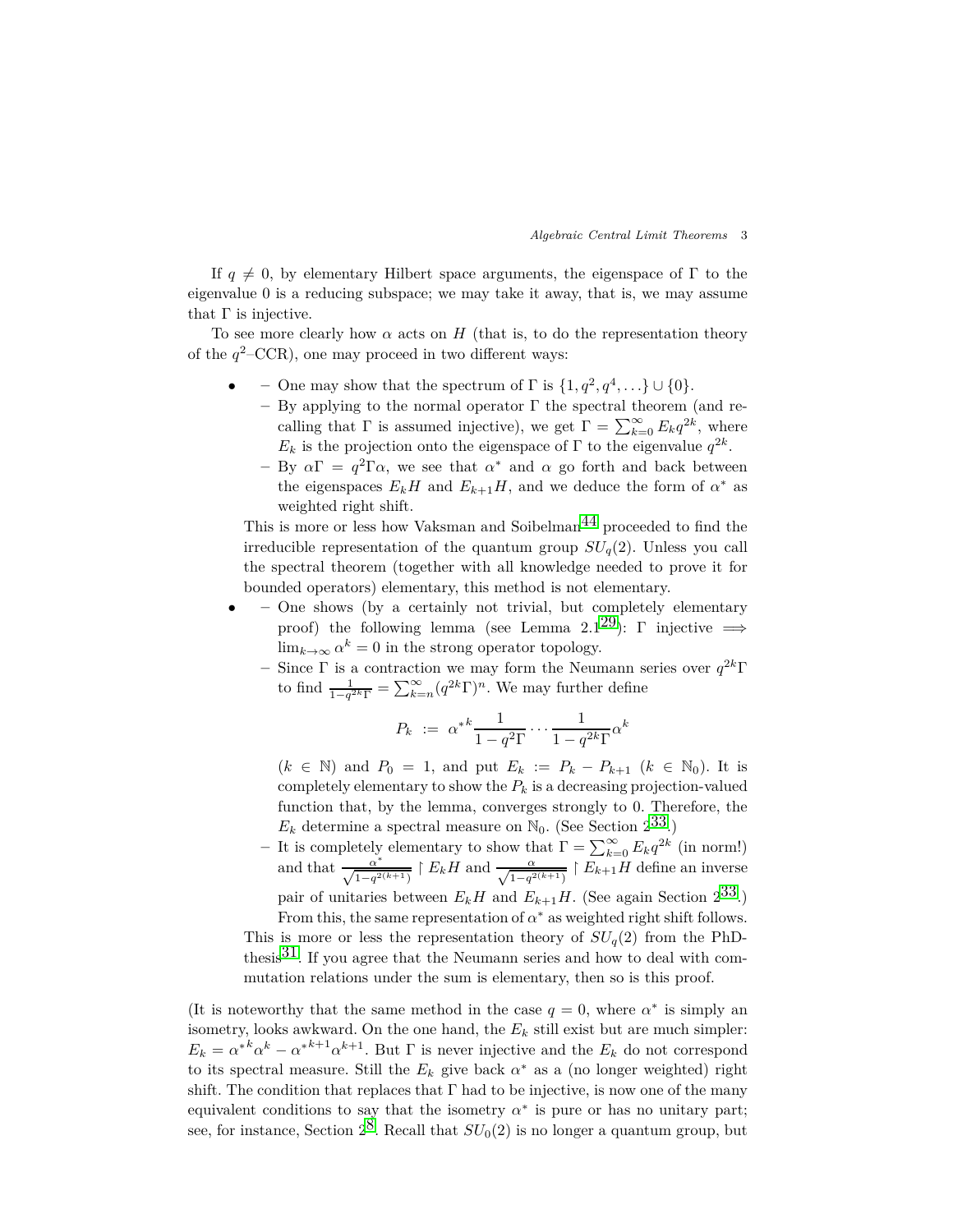If $q \neq 0$, by elementary Hilbert space arguments, the eigenspace of $\Gamma$ to the eigenvalue 0 is a reducing subspace; we may take it away, that is, we may assume that $\Gamma$ is injective.

To see more clearly how $\alpha$ acts on $H$ (that is, to do the representation theory of the $q^2$–CCR), one may proceed in two different ways:

- – One may show that the spectrum of $\Gamma$ is $\{1, q^2, q^4, \ldots\} \cup \{0\}$.
  – By applying to the normal operator $\Gamma$ the spectral theorem (and recalling that $\Gamma$ is assumed injective), we get $\Gamma = \sum_{k=0}^{\infty} E_k q^{2k}$, where $E_k$ is the projection onto the eigenspace of $\Gamma$ to the eigenvalue $q^{2k}$.
  – By $\alpha\Gamma = q^2\Gamma\alpha$, we see that $\alpha^*$ and $\alpha$ go forth and back between the eigenspaces $E_k H$ and $E_{k+1}H$, and we deduce the form of $\alpha^*$ as weighted right shift.

  This is more or less how Vaksman and Soibelman[44] proceeded to find the irreducible representation of the quantum group $SU_q(2)$. Unless you call the spectral theorem (together with all knowledge needed to prove it for bounded operators) elementary, this method is not elementary.
- – One shows (by a certainly not trivial, but completely elementary proof) the following lemma (see Lemma 2.1[29]): $\Gamma$ injective $\Longrightarrow$ $\lim_{k\to\infty} \alpha^k = 0$ in the strong operator topology.
  – Since $\Gamma$ is a contraction we may form the Neumann series over $q^{2k}\Gamma$ to find $\frac{1}{1-q^{2k}\Gamma} = \sum_{k=n}^{\infty}(q^{2k}\Gamma)^n$. We may further define

  $$P_k \ := \ {\alpha^*}^k \frac{1}{1-q^2\Gamma} \cdots \frac{1}{1-q^{2k}\Gamma} \alpha^k$$

  ($k \in \mathbb{N}$) and $P_0 = 1$, and put $E_k := P_k - P_{k+1}$ ($k \in \mathbb{N}_0$). It is completely elementary to show the $P_k$ is a decreasing projection-valued function that, by the lemma, converges strongly to 0. Therefore, the $E_k$ determine a spectral measure on $\mathbb{N}_0$. (See Section 2[33].)
  – It is completely elementary to show that $\Gamma = \sum_{k=0}^{\infty} E_k q^{2k}$ (in norm!) and that $\frac{\alpha^*}{\sqrt{1-q^{2(k+1)}}} \upharpoonright E_k H$ and $\frac{\alpha}{\sqrt{1-q^{2(k+1)}}} \upharpoonright E_{k+1}H$ define an inverse pair of unitaries between $E_k H$ and $E_{k+1}H$. (See again Section 2[33].) From this, the same representation of $\alpha^*$ as weighted right shift follows.

  This is more or less the representation theory of $SU_q(2)$ from the PhD-thesis[31]. If you agree that the Neumann series and how to deal with commutation relations under the sum is elementary, then so is this proof.

(It is noteworthy that the same method in the case $q = 0$, where $\alpha^*$ is simply an isometry, looks awkward. On the one hand, the $E_k$ still exist but are much simpler: $E_k = {\alpha^*}^k \alpha^k - {\alpha^*}^{k+1}\alpha^{k+1}$. But $\Gamma$ is never injective and the $E_k$ do not correspond to its spectral measure. Still the $E_k$ give back $\alpha^*$ as a (no longer weighted) right shift. The condition that replaces that $\Gamma$ had to be injective, is now one of the many equivalent conditions to say that the isometry $\alpha^*$ is pure or has no unitary part; see, for instance, Section 2[8]. Recall that $SU_0(2)$ is no longer a quantum group, but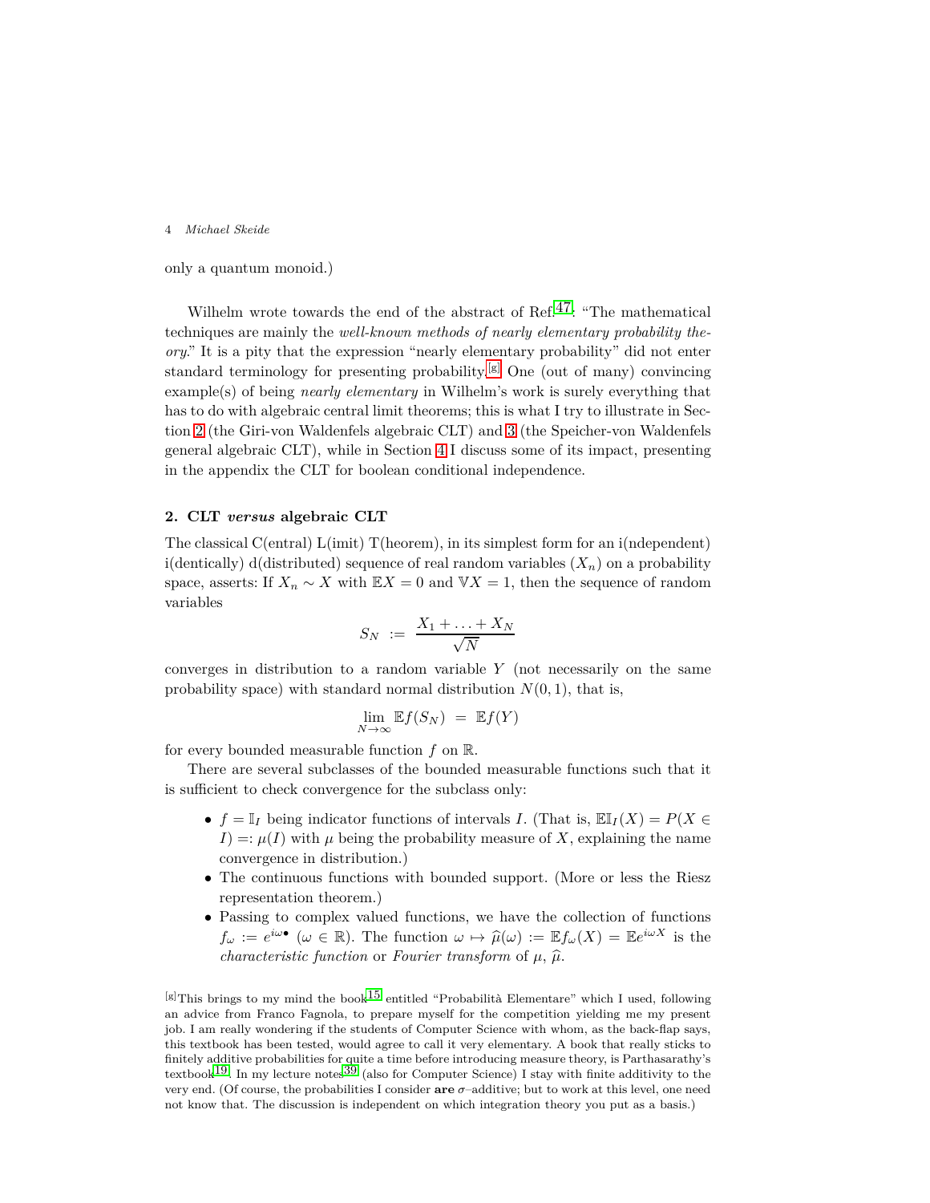only a quantum monoid.)

Wilhelm wrote towards the end of the abstract of Ref.[47]: “The mathematical techniques are mainly the *well-known methods of nearly elementary probability theory*.” It is a pity that the expression “nearly elementary probability” did not enter standard terminology for presenting probability.[g] One (out of many) convincing example(s) of being *nearly elementary* in Wilhelm’s work is surely everything that has to do with algebraic central limit theorems; this is what I try to illustrate in Section 2 (the Giri-von Waldenfels algebraic CLT) and 3 (the Speicher-von Waldenfels general algebraic CLT), while in Section 4 I discuss some of its impact, presenting in the appendix the CLT for boolean conditional independence.

## 2. CLT *versus* algebraic CLT

The classical C(entral) L(imit) T(heorem), in its simplest form for an i(ndependent) i(dentically) d(distributed) sequence of real random variables $(X_n)$ on a probability space, asserts: If $X_n \sim X$ with $\mathbb{E}X = 0$ and $\mathbb{V}X = 1$, then the sequence of random variables

$$S_N \;:=\; \frac{X_1 + \ldots + X_N}{\sqrt{N}}$$

converges in distribution to a random variable $Y$ (not necessarily on the same probability space) with standard normal distribution $N(0,1)$, that is,

$$\lim_{N\to\infty} \mathbb{E}f(S_N) \;=\; \mathbb{E}f(Y)$$

for every bounded measurable function $f$ on $\mathbb{R}$.

There are several subclasses of the bounded measurable functions such that it is sufficient to check convergence for the subclass only:

- $f = \mathbb{I}_I$ being indicator functions of intervals $I$. (That is, $\mathbb{E}\mathbb{I}_I(X) = P(X \in I) =: \mu(I)$ with $\mu$ being the probability measure of $X$, explaining the name convergence in distribution.)
- The continuous functions with bounded support. (More or less the Riesz representation theorem.)
- Passing to complex valued functions, we have the collection of functions $f_\omega := e^{i\omega\bullet}$ $(\omega \in \mathbb{R})$. The function $\omega \mapsto \widehat{\mu}(\omega) := \mathbb{E}f_\omega(X) = \mathbb{E}e^{i\omega X}$ is the *characteristic function* or *Fourier transform* of $\mu$, $\widehat{\mu}$.

[g]This brings to my mind the book[15] entitled “Probabilità Elementare” which I used, following an advice from Franco Fagnola, to prepare myself for the competition yielding me my present job. I am really wondering if the students of Computer Science with whom, as the back-flap says, this textbook has been tested, would agree to call it very elementary. A book that really sticks to finitely additive probabilities for quite a time before introducing measure theory, is Parthasarathy’s textbook[19]. In my lecture notes[39] (also for Computer Science) I stay with finite additivity to the very end. (Of course, the probabilities I consider **are** $\sigma$–additive; but to work at this level, one need not know that. The discussion is independent on which integration theory you put as a basis.)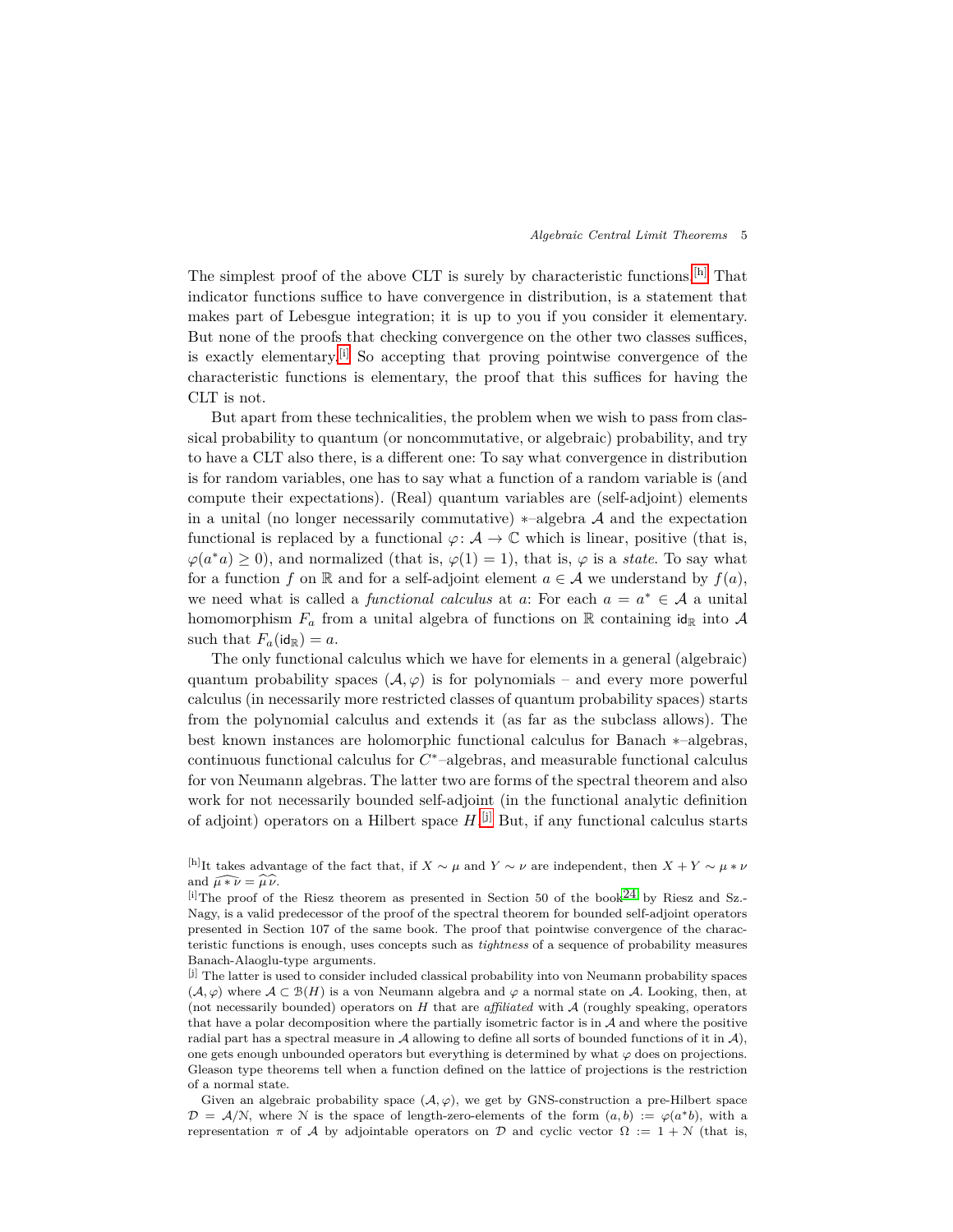The simplest proof of the above CLT is surely by characteristic functions.[h] That indicator functions suffice to have convergence in distribution, is a statement that makes part of Lebesgue integration; it is up to you if you consider it elementary. But none of the proofs that checking convergence on the other two classes suffices, is exactly elementary.[i] So accepting that proving pointwise convergence of the characteristic functions is elementary, the proof that this suffices for having the CLT is not.

But apart from these technicalities, the problem when we wish to pass from classical probability to quantum (or noncommutative, or algebraic) probability, and try to have a CLT also there, is a different one: To say what convergence in distribution is for random variables, one has to say what a function of a random variable is (and compute their expectations). (Real) quantum variables are (self-adjoint) elements in a unital (no longer necessarily commutative) $*$–algebra $\mathcal{A}$ and the expectation functional is replaced by a functional $\varphi\colon \mathcal{A} \to \mathbb{C}$ which is linear, positive (that is, $\varphi(a^*a) \geq 0$), and normalized (that is, $\varphi(1) = 1$), that is, $\varphi$ is a *state*. To say what for a function $f$ on $\mathbb{R}$ and for a self-adjoint element $a \in \mathcal{A}$ we understand by $f(a)$, we need what is called a *functional calculus* at $a$: For each $a = a^* \in \mathcal{A}$ a unital homomorphism $F_a$ from a unital algebra of functions on $\mathbb{R}$ containing $\mathsf{id}_\mathbb{R}$ into $\mathcal{A}$ such that $F_a(\mathsf{id}_\mathbb{R}) = a$.

The only functional calculus which we have for elements in a general (algebraic) quantum probability spaces $(\mathcal{A}, \varphi)$ is for polynomials – and every more powerful calculus (in necessarily more restricted classes of quantum probability spaces) starts from the polynomial calculus and extends it (as far as the subclass allows). The best known instances are holomorphic functional calculus for Banach $*$–algebras, continuous functional calculus for $C^*$–algebras, and measurable functional calculus for von Neumann algebras. The latter two are forms of the spectral theorem and also work for not necessarily bounded self-adjoint (in the functional analytic definition of adjoint) operators on a Hilbert space $H$.[j] But, if any functional calculus starts

[h]It takes advantage of the fact that, if $X \sim \mu$ and $Y \sim \nu$ are independent, then $X + Y \sim \mu * \nu$ and $\widehat{\mu * \nu} = \widehat{\mu}\widehat{\nu}$.

[i]The proof of the Riesz theorem as presented in Section 50 of the book[24] by Riesz and Sz.-Nagy, is a valid predecessor of the proof of the spectral theorem for bounded self-adjoint operators presented in Section 107 of the same book. The proof that pointwise convergence of the characteristic functions is enough, uses concepts such as *tightness* of a sequence of probability measures Banach-Alaoglu-type arguments.

[j] The latter is used to consider included classical probability into von Neumann probability spaces $(\mathcal{A}, \varphi)$ where $\mathcal{A} \subset \mathcal{B}(H)$ is a von Neumann algebra and $\varphi$ a normal state on $\mathcal{A}$. Looking, then, at (not necessarily bounded) operators on $H$ that are *affiliated* with $\mathcal{A}$ (roughly speaking, operators that have a polar decomposition where the partially isometric factor is in $\mathcal{A}$ and where the positive radial part has a spectral measure in $\mathcal{A}$ allowing to define all sorts of bounded functions of it in $\mathcal{A}$), one gets enough unbounded operators but everything is determined by what $\varphi$ does on projections. Gleason type theorems tell when a function defined on the lattice of projections is the restriction of a normal state.

Given an algebraic probability space $(\mathcal{A}, \varphi)$, we get by GNS-construction a pre-Hilbert space $\mathcal{D} = \mathcal{A}/\mathcal{N}$, where $\mathcal{N}$ is the space of length-zero-elements of the form $(a, b) := \varphi(a^*b)$, with a representation $\pi$ of $\mathcal{A}$ by adjointable operators on $\mathcal{D}$ and cyclic vector $\Omega := 1 + \mathcal{N}$ (that is,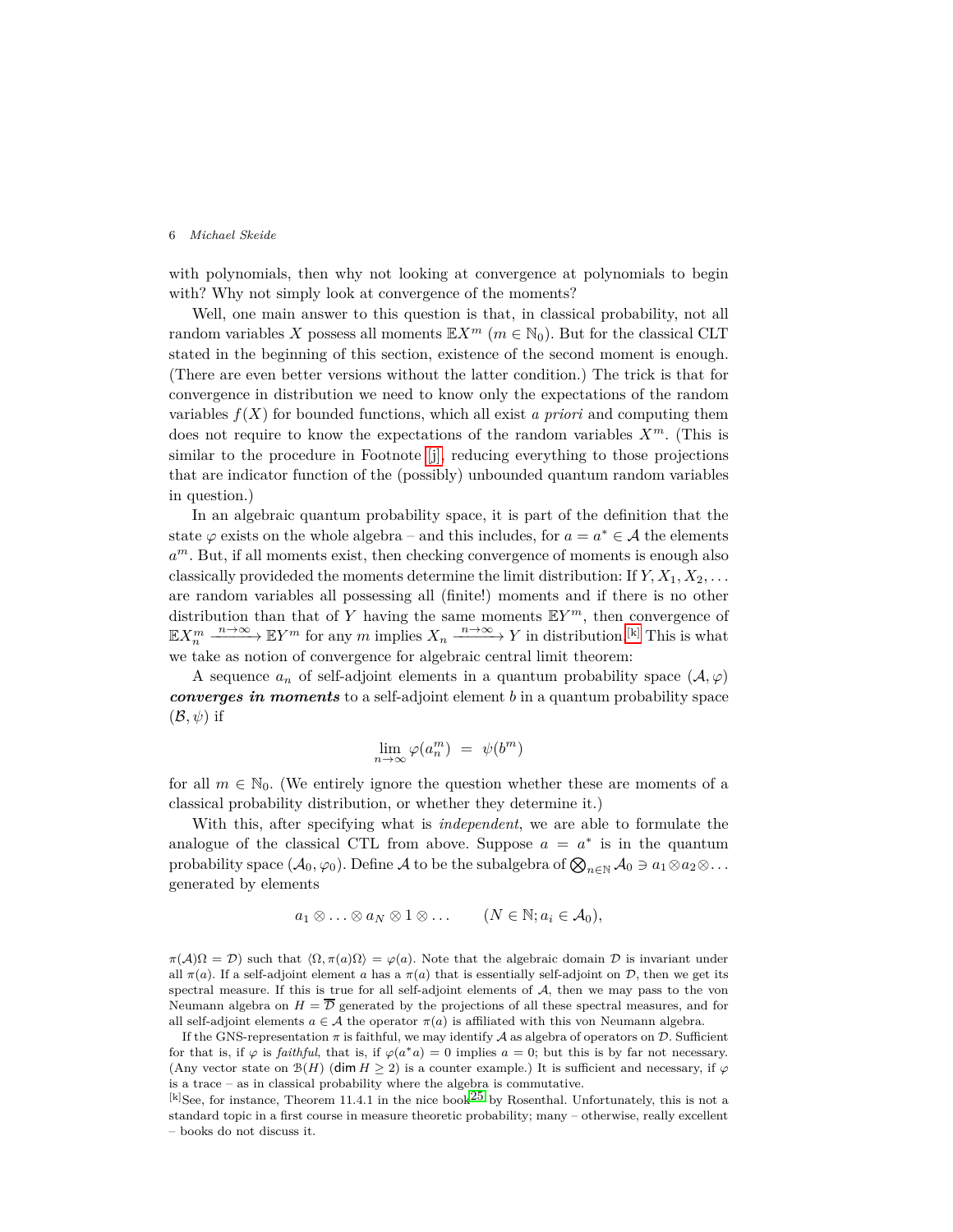with polynomials, then why not looking at convergence at polynomials to begin with? Why not simply look at convergence of the moments?

Well, one main answer to this question is that, in classical probability, not all random variables $X$ possess all moments $\mathbb{E}X^m$ ($m \in \mathbb{N}_0$). But for the classical CLT stated in the beginning of this section, existence of the second moment is enough. (There are even better versions without the latter condition.) The trick is that for convergence in distribution we need to know only the expectations of the random variables $f(X)$ for bounded functions, which all exist *a priori* and computing them does not require to know the expectations of the random variables $X^m$. (This is similar to the procedure in Footnote [j], reducing everything to those projections that are indicator function of the (possibly) unbounded quantum random variables in question.)

In an algebraic quantum probability space, it is part of the definition that the state $\varphi$ exists on the whole algebra – and this includes, for $a = a^* \in \mathcal{A}$ the elements $a^m$. But, if all moments exist, then checking convergence of moments is enough also classically provideded the moments determine the limit distribution: If $Y, X_1, X_2, \ldots$ are random variables all possessing all (finite!) moments and if there is no other distribution than that of $Y$ having the same moments $\mathbb{E}Y^m$, then convergence of $\mathbb{E}X_n^m \xrightarrow{n\to\infty} \mathbb{E}Y^m$ for any $m$ implies $X_n \xrightarrow{n\to\infty} Y$ in distribution.[k] This is what we take as notion of convergence for algebraic central limit theorem:

A sequence $a_n$ of self-adjoint elements in a quantum probability space $(\mathcal{A}, \varphi)$ ***converges in moments*** to a self-adjoint element $b$ in a quantum probability space $(\mathcal{B}, \psi)$ if

$$\lim_{n\to\infty} \varphi(a_n^m) \;=\; \psi(b^m)$$

for all $m \in \mathbb{N}_0$. (We entirely ignore the question whether these are moments of a classical probability distribution, or whether they determine it.)

With this, after specifying what is *independent*, we are able to formulate the analogue of the classical CTL from above. Suppose $a = a^*$ is in the quantum probability space $(\mathcal{A}_0, \varphi_0)$. Define $\mathcal{A}$ to be the subalgebra of $\bigotimes_{n\in\mathbb{N}} \mathcal{A}_0 \ni a_1 \otimes a_2 \otimes \ldots$ generated by elements

$$a_1 \otimes \ldots \otimes a_N \otimes 1 \otimes \ldots \qquad (N \in \mathbb{N}; a_i \in \mathcal{A}_0),$$

$\pi(\mathcal{A})\Omega = \mathcal{D}$) such that $\langle \Omega, \pi(a)\Omega \rangle = \varphi(a)$. Note that the algebraic domain $\mathcal{D}$ is invariant under all $\pi(a)$. If a self-adjoint element $a$ has a $\pi(a)$ that is essentially self-adjoint on $\mathcal{D}$, then we get its spectral measure. If this is true for all self-adjoint elements of $\mathcal{A}$, then we may pass to the von Neumann algebra on $H = \overline{\mathcal{D}}$ generated by the projections of all these spectral measures, and for all self-adjoint elements $a \in \mathcal{A}$ the operator $\pi(a)$ is affiliated with this von Neumann algebra.

If the GNS-representation $\pi$ is faithful, we may identify $\mathcal{A}$ as algebra of operators on $\mathcal{D}$. Sufficient for that is, if $\varphi$ is *faithful*, that is, if $\varphi(a^*a) = 0$ implies $a = 0$; but this is by far not necessary. (Any vector state on $\mathcal{B}(H)$ ($\dim H \geq 2$) is a counter example.) It is sufficient and necessary, if $\varphi$ is a trace – as in classical probability where the algebra is commutative.

[k]See, for instance, Theorem 11.4.1 in the nice book[25] by Rosenthal. Unfortunately, this is not a standard topic in a first course in measure theoretic probability; many – otherwise, really excellent – books do not discuss it.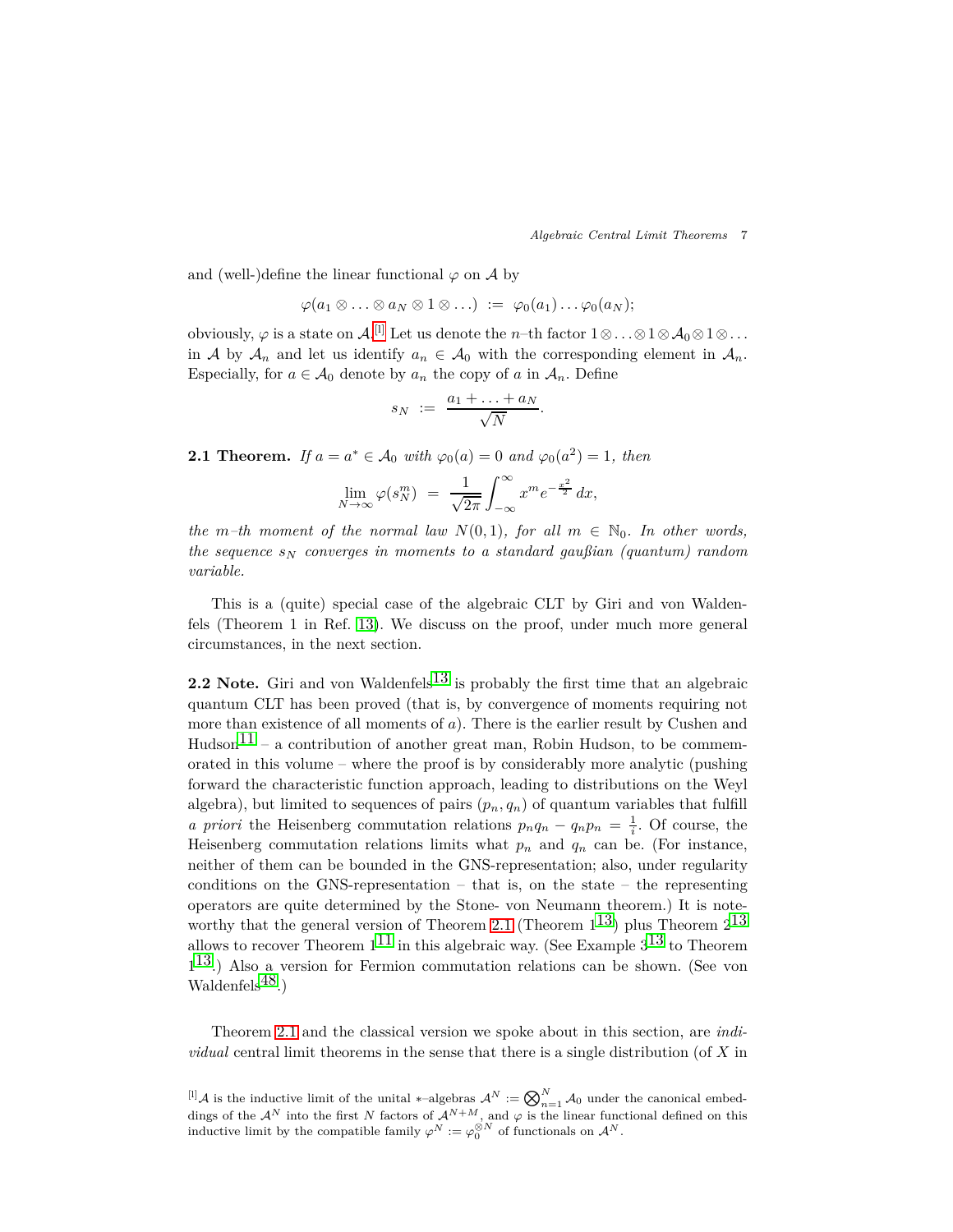and (well-)define the linear functional $\varphi$ on $\mathcal{A}$ by

$$\varphi(a_1 \otimes \ldots \otimes a_N \otimes 1 \otimes \ldots) \;:=\; \varphi_0(a_1) \ldots \varphi_0(a_N);$$

obviously, $\varphi$ is a state on $\mathcal{A}$.[1] Let us denote the $n$–th factor $1 \otimes \ldots \otimes 1 \otimes \mathcal{A}_0 \otimes 1 \otimes \ldots$ in $\mathcal{A}$ by $\mathcal{A}_n$ and let us identify $a_n \in \mathcal{A}_0$ with the corresponding element in $\mathcal{A}_n$. Especially, for $a \in \mathcal{A}_0$ denote by $a_n$ the copy of $a$ in $\mathcal{A}_n$. Define

$$s_N \;:=\; \frac{a_1 + \ldots + a_N}{\sqrt{N}}.$$

**2.1 Theorem.** *If $a = a^* \in \mathcal{A}_0$ with $\varphi_0(a) = 0$ and $\varphi_0(a^2) = 1$, then*

$$\lim_{N \to \infty} \varphi(s_N^m) \;=\; \frac{1}{\sqrt{2\pi}} \int_{-\infty}^{\infty} x^m e^{-\frac{x^2}{2}}\, dx,$$

*the $m$–th moment of the normal law $N(0,1)$, for all $m \in \mathbb{N}_0$. In other words, the sequence $s_N$ converges in moments to a standard gaußian (quantum) random variable.*

This is a (quite) special case of the algebraic CLT by Giri and von Waldenfels (Theorem 1 in Ref. 13). We discuss on the proof, under much more general circumstances, in the next section.

**2.2 Note.** Giri and von Waldenfels[13] is probably the first time that an algebraic quantum CLT has been proved (that is, by convergence of moments requiring not more than existence of all moments of $a$). There is the earlier result by Cushen and Hudson[11] – a contribution of another great man, Robin Hudson, to be commemorated in this volume – where the proof is by considerably more analytic (pushing forward the characteristic function approach, leading to distributions on the Weyl algebra), but limited to sequences of pairs $(p_n, q_n)$ of quantum variables that fulfill *a priori* the Heisenberg commutation relations $p_n q_n - q_n p_n = \frac{1}{i}$. Of course, the Heisenberg commutation relations limits what $p_n$ and $q_n$ can be. (For instance, neither of them can be bounded in the GNS-representation; also, under regularity conditions on the GNS-representation – that is, on the state – the representing operators are quite determined by the Stone- von Neumann theorem.) It is noteworthy that the general version of Theorem 2.1 (Theorem 1[13]) plus Theorem 2[13] allows to recover Theorem 1[11] in this algebraic way. (See Example 3[13] to Theorem 1[13].) Also a version for Fermion commutation relations can be shown. (See von Waldenfels[48].)

Theorem 2.1 and the classical version we spoke about in this section, are *individual* central limit theorems in the sense that there is a single distribution (of $X$ in

[1] $\mathcal{A}$ is the inductive limit of the unital $*$–algebras $\mathcal{A}^N := \bigotimes_{n=1}^N \mathcal{A}_0$ under the canonical embeddings of the $\mathcal{A}^N$ into the first $N$ factors of $\mathcal{A}^{N+M}$, and $\varphi$ is the linear functional defined on this inductive limit by the compatible family $\varphi^N := \varphi_0^{\otimes N}$ of functionals on $\mathcal{A}^N$.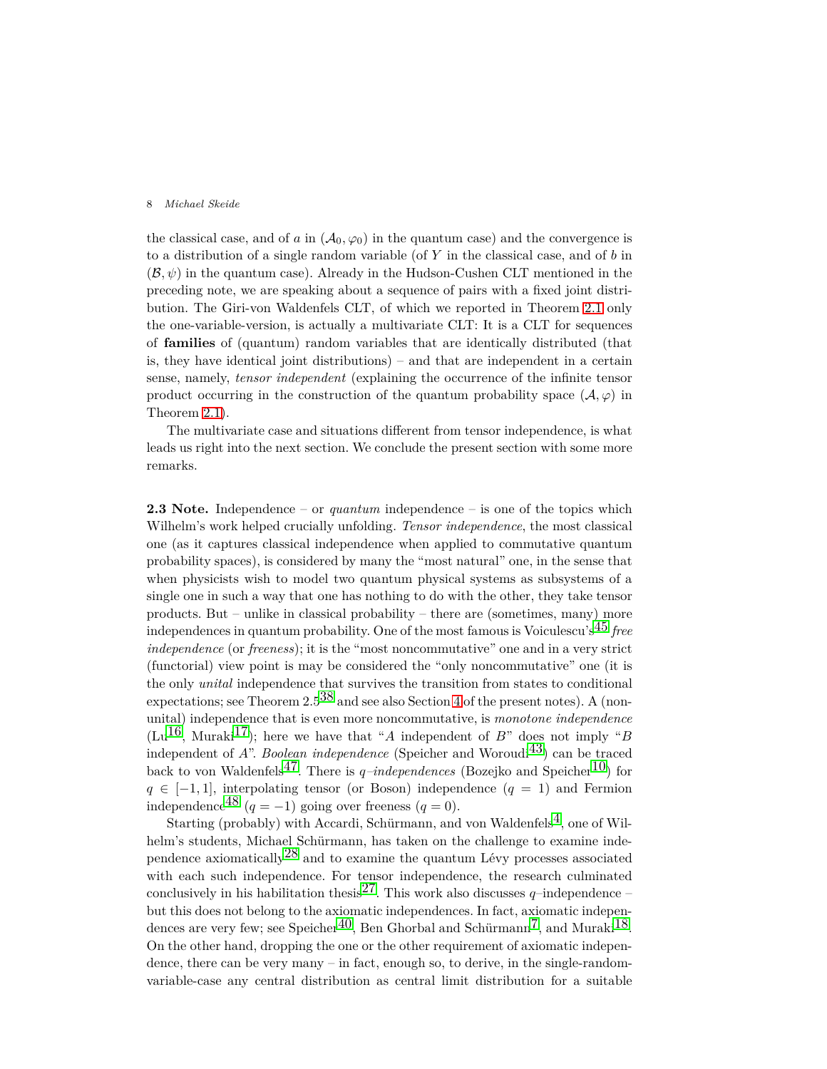the classical case, and of $a$ in $(\mathcal{A}_0, \varphi_0)$ in the quantum case) and the convergence is to a distribution of a single random variable (of $Y$ in the classical case, and of $b$ in $(\mathcal{B}, \psi)$ in the quantum case). Already in the Hudson-Cushen CLT mentioned in the preceding note, we are speaking about a sequence of pairs with a fixed joint distribution. The Giri-von Waldenfels CLT, of which we reported in Theorem 2.1 only the one-variable-version, is actually a multivariate CLT: It is a CLT for sequences of **families** of (quantum) random variables that are identically distributed (that is, they have identical joint distributions) – and that are independent in a certain sense, namely, *tensor independent* (explaining the occurrence of the infinite tensor product occurring in the construction of the quantum probability space $(\mathcal{A}, \varphi)$ in Theorem 2.1).

The multivariate case and situations different from tensor independence, is what leads us right into the next section. We conclude the present section with some more remarks.

**2.3 Note.** Independence – or *quantum* independence – is one of the topics which Wilhelm's work helped crucially unfolding. *Tensor independence*, the most classical one (as it captures classical independence when applied to commutative quantum probability spaces), is considered by many the "most natural" one, in the sense that when physicists wish to model two quantum physical systems as subsystems of a single one in such a way that one has nothing to do with the other, they take tensor products. But – unlike in classical probability – there are (sometimes, many) more independences in quantum probability. One of the most famous is Voiculescu's[45] *free independence* (or *freeness*); it is the "most noncommutative" one and in a very strict (functorial) view point is may be considered the "only noncommutative" one (it is the only *unital* independence that survives the transition from states to conditional expectations; see Theorem 2.5[38] and see also Section 4 of the present notes). A (non-unital) independence that is even more noncommutative, is *monotone independence* (Lu[16], Muraki[17]); here we have that "$A$ independent of $B$" does not imply "$B$ independent of $A$". *Boolean independence* (Speicher and Woroudi[43]) can be traced back to von Waldenfels[47]. There is $q$*–independences* (Bozejko and Speicher[10]) for $q \in [-1, 1]$, interpolating tensor (or Boson) independence ($q = 1$) and Fermion independence[48] ($q = -1$) going over freeness ($q = 0$).

Starting (probably) with Accardi, Schürmann, and von Waldenfels[4], one of Wilhelm's students, Michael Schürmann, has taken on the challenge to examine independence axiomatically[28] and to examine the quantum Lévy processes associated with each such independence. For tensor independence, the research culminated conclusively in his habilitation thesis[27]. This work also discusses $q$–independence – but this does not belong to the axiomatic independences. In fact, axiomatic independences are very few; see Speicher[40], Ben Ghorbal and Schürmann[7], and Muraki[18]. On the other hand, dropping the one or the other requirement of axiomatic independence, there can be very many – in fact, enough so, to derive, in the single-random-variable-case any central distribution as central limit distribution for a suitable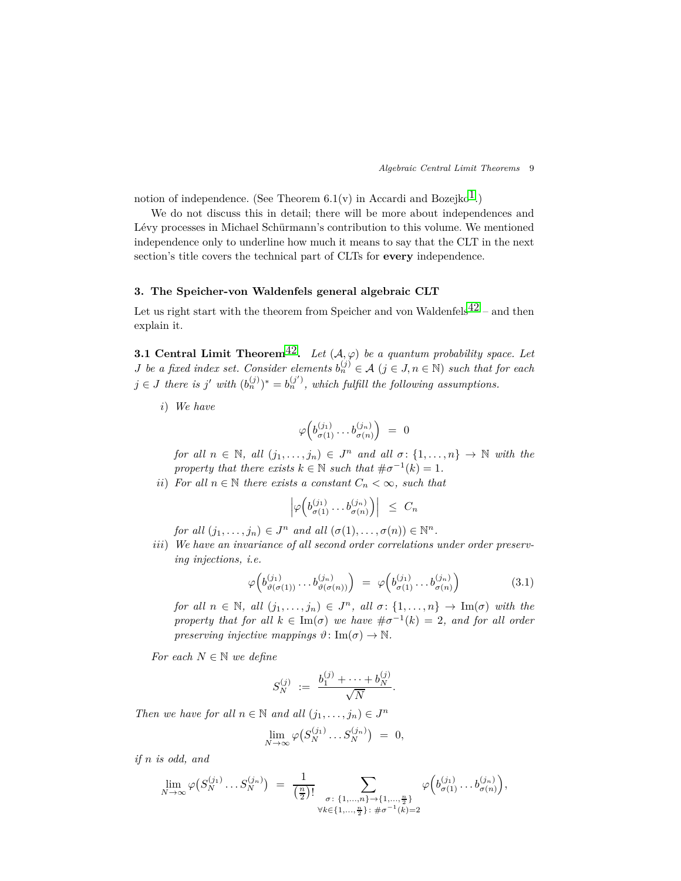notion of independence. (See Theorem 6.1(v) in Accardi and Bozejko[1].)

We do not discuss this in detail; there will be more about independences and Lévy processes in Michael Schürmann's contribution to this volume. We mentioned independence only to underline how much it means to say that the CLT in the next section's title covers the technical part of CLTs for **every** independence.

## 3. The Speicher-von Waldenfels general algebraic CLT

Let us right start with the theorem from Speicher and von Waldenfels[42] – and then explain it.

**3.1 Central Limit Theorem[42].** *Let $(\mathcal{A}, \varphi)$ be a quantum probability space. Let $J$ be a fixed index set. Consider elements $b_n^{(j)} \in \mathcal{A}$ ($j \in J, n \in \mathbb{N}$) such that for each $j \in J$ there is $j'$ with $(b_n^{(j)})^* = b_n^{(j')}$, which fulfill the following assumptions.*

*i) We have*

$$\varphi\Big(b_{\sigma(1)}^{(j_1)} \dots b_{\sigma(n)}^{(j_n)}\Big) \;=\; 0$$

*for all $n \in \mathbb{N}$, all $(j_1, \dots, j_n) \in J^n$ and all $\sigma \colon \{1, \dots, n\} \to \mathbb{N}$ with the property that there exists $k \in \mathbb{N}$ such that $\#\sigma^{-1}(k) = 1$.*

*ii) For all $n \in \mathbb{N}$ there exists a constant $C_n < \infty$, such that*

$$\Big|\varphi\Big(b_{\sigma(1)}^{(j_1)} \dots b_{\sigma(n)}^{(j_n)}\Big)\Big| \;\leq\; C_n$$

*for all $(j_1, \dots, j_n) \in J^n$ and all $(\sigma(1), \dots, \sigma(n)) \in \mathbb{N}^n$.*

*iii) We have an invariance of all second order correlations under order preserving injections, i.e.*

$$\varphi\Big(b_{\vartheta(\sigma(1))}^{(j_1)} \dots b_{\vartheta(\sigma(n))}^{(j_n)}\Big) \;=\; \varphi\Big(b_{\sigma(1)}^{(j_1)} \dots b_{\sigma(n)}^{(j_n)}\Big) \tag{3.1}$$

*for all $n \in \mathbb{N}$, all $(j_1, \dots, j_n) \in J^n$, all $\sigma \colon \{1, \dots, n\} \to \mathrm{Im}(\sigma)$ with the property that for all $k \in \mathrm{Im}(\sigma)$ we have $\#\sigma^{-1}(k) = 2$, and for all order preserving injective mappings $\vartheta \colon \mathrm{Im}(\sigma) \to \mathbb{N}$.*

*For each $N \in \mathbb{N}$ we define*

$$S_N^{(j)} \;:=\; \frac{b_1^{(j)} + \dots + b_N^{(j)}}{\sqrt{N}}.$$

*Then we have for all $n \in \mathbb{N}$ and all $(j_1, \dots, j_n) \in J^n$*

$$\lim_{N \to \infty} \varphi\big(S_N^{(j_1)} \dots S_N^{(j_n)}\big) \;=\; 0,$$

*if $n$ is odd, and*

$$\lim_{N \to \infty} \varphi\big(S_N^{(j_1)} \dots S_N^{(j_n)}\big) \;=\; \frac{1}{(\frac{n}{2})!} \sum_{\substack{\sigma \colon \{1, \dots, n\} \to \{1, \dots, \frac{n}{2}\} \\ \forall k \in \{1, \dots, \frac{n}{2}\} \colon \#\sigma^{-1}(k) = 2}} \varphi\Big(b_{\sigma(1)}^{(j_1)} \dots b_{\sigma(n)}^{(j_n)}\Big),$$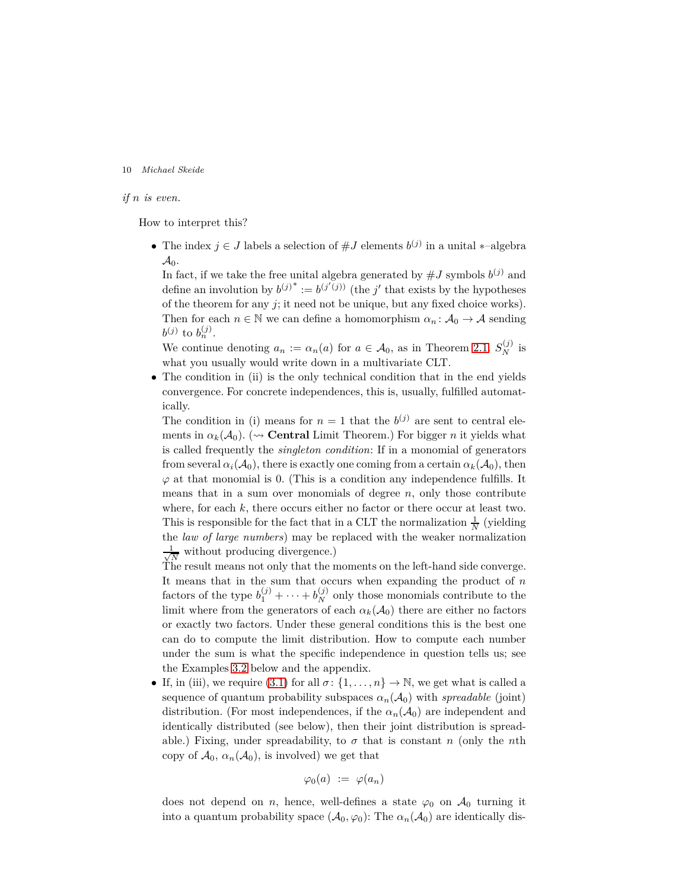*if $n$ is even.*

How to interpret this?

- The index $j \in J$ labels a selection of $\#J$ elements $b^{(j)}$ in a unital $*$–algebra $\mathcal{A}_0$.

  In fact, if we take the free unital algebra generated by $\#J$ symbols $b^{(j)}$ and define an involution by ${b^{(j)}}^* := b^{(j'(j))}$ (the $j'$ that exists by the hypotheses of the theorem for any $j$; it need not be unique, but any fixed choice works). Then for each $n \in \mathbb{N}$ we can define a homomorphism $\alpha_n \colon \mathcal{A}_0 \to \mathcal{A}$ sending $b^{(j)}$ to $b_n^{(j)}$.

  We continue denoting $a_n := \alpha_n(a)$ for $a \in \mathcal{A}_0$, as in Theorem 2.1. $S_N^{(j)}$ is what you usually would write down in a multivariate CLT.

- The condition in (ii) is the only technical condition that in the end yields convergence. For concrete independences, this is, usually, fulfilled automatically.

  The condition in (i) means for $n = 1$ that the $b^{(j)}$ are sent to central elements in $\alpha_k(\mathcal{A}_0)$. ($\rightsquigarrow$ **Central** Limit Theorem.) For bigger $n$ it yields what is called frequently the *singleton condition*: If in a monomial of generators from several $\alpha_i(\mathcal{A}_0)$, there is exactly one coming from a certain $\alpha_k(\mathcal{A}_0)$, then $\varphi$ at that monomial is 0. (This is a condition any independence fulfills. It means that in a sum over monomials of degree $n$, only those contribute where, for each $k$, there occurs either no factor or there occur at least two. This is responsible for the fact that in a CLT the normalization $\frac{1}{N}$ (yielding the *law of large numbers*) may be replaced with the weaker normalization $\frac{1}{\sqrt{N}}$ without producing divergence.)

  The result means not only that the moments on the left-hand side converge. It means that in the sum that occurs when expanding the product of $n$ factors of the type $b_1^{(j)} + \cdots + b_N^{(j)}$ only those monomials contribute to the limit where from the generators of each $\alpha_k(\mathcal{A}_0)$ there are either no factors or exactly two factors. Under these general conditions this is the best one can do to compute the limit distribution. How to compute each number under the sum is what the specific independence in question tells us; see the Examples 3.2 below and the appendix.

- If, in (iii), we require (3.1) for all $\sigma \colon \{1, \ldots, n\} \to \mathbb{N}$, we get what is called a sequence of quantum probability subspaces $\alpha_n(\mathcal{A}_0)$ with *spreadable* (joint) distribution. (For most independences, if the $\alpha_n(\mathcal{A}_0)$ are independent and identically distributed (see below), then their joint distribution is spreadable.) Fixing, under spreadability, to $\sigma$ that is constant $n$ (only the $n$th copy of $\mathcal{A}_0$, $\alpha_n(\mathcal{A}_0)$, is involved) we get that

$$\varphi_0(a) \;:=\; \varphi(a_n)$$

  does not depend on $n$, hence, well-defines a state $\varphi_0$ on $\mathcal{A}_0$ turning it into a quantum probability space $(\mathcal{A}_0, \varphi_0)$: The $\alpha_n(\mathcal{A}_0)$ are identically dis-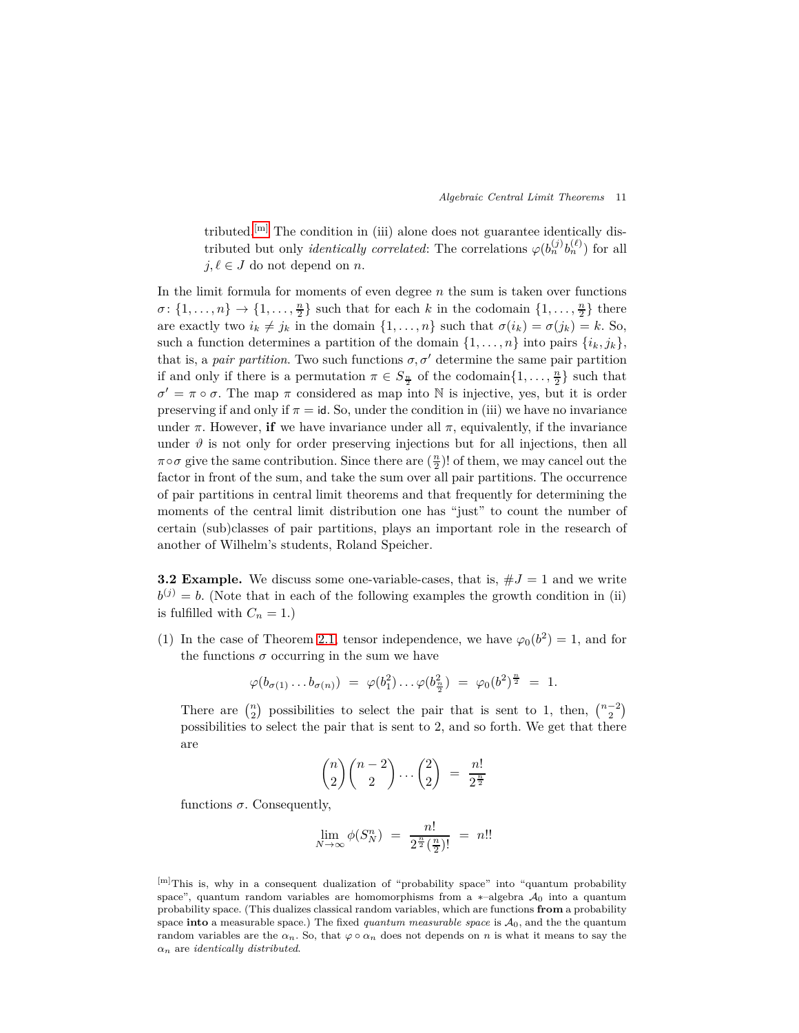tributed.[m] The condition in (iii) alone does not guarantee identically distributed but only *identically correlated*: The correlations $\varphi(b_n^{(j)} b_n^{(\ell)})$ for all $j, \ell \in J$ do not depend on $n$.

In the limit formula for moments of even degree $n$ the sum is taken over functions $\sigma\colon \{1, \ldots, n\} \to \{1, \ldots, \frac{n}{2}\}$ such that for each $k$ in the codomain $\{1, \ldots, \frac{n}{2}\}$ there are exactly two $i_k \neq j_k$ in the domain $\{1, \ldots, n\}$ such that $\sigma(i_k) = \sigma(j_k) = k$. So, such a function determines a partition of the domain $\{1, \ldots, n\}$ into pairs $\{i_k, j_k\}$, that is, a *pair partition*. Two such functions $\sigma, \sigma'$ determine the same pair partition if and only if there is a permutation $\pi \in S_{\frac{n}{2}}$ of the codomain$\{1, \ldots, \frac{n}{2}\}$ such that $\sigma' = \pi \circ \sigma$. The map $\pi$ considered as map into $\mathbb{N}$ is injective, yes, but it is order preserving if and only if $\pi = \mathsf{id}$. So, under the condition in (iii) we have no invariance under $\pi$. However, **if** we have invariance under all $\pi$, equivalently, if the invariance under $\vartheta$ is not only for order preserving injections but for all injections, then all $\pi \circ \sigma$ give the same contribution. Since there are $(\frac{n}{2})!$ of them, we may cancel out the factor in front of the sum, and take the sum over all pair partitions. The occurrence of pair partitions in central limit theorems and that frequently for determining the moments of the central limit distribution one has "just" to count the number of certain (sub)classes of pair partitions, plays an important role in the research of another of Wilhelm's students, Roland Speicher.

**3.2 Example.** We discuss some one-variable-cases, that is, $\#J = 1$ and we write $b^{(j)} = b$. (Note that in each of the following examples the growth condition in (ii) is fulfilled with $C_n = 1$.)

(1) In the case of Theorem 2.1, tensor independence, we have $\varphi_0(b^2) = 1$, and for the functions $\sigma$ occurring in the sum we have

$$\varphi(b_{\sigma(1)} \ldots b_{\sigma(n)}) \;=\; \varphi(b_1^2) \ldots \varphi(b_{\frac{n}{2}}^2) \;=\; \varphi_0(b^2)^{\frac{n}{2}} \;=\; 1.$$

There are $\binom{n}{2}$ possibilities to select the pair that is sent to 1, then, $\binom{n-2}{2}$ possibilities to select the pair that is sent to 2, and so forth. We get that there are

$$\binom{n}{2}\binom{n-2}{2} \ldots \binom{2}{2} \;=\; \frac{n!}{2^{\frac{n}{2}}}$$

functions $\sigma$. Consequently,

$$\lim_{N \to \infty} \phi(S_N^n) \;=\; \frac{n!}{2^{\frac{n}{2}}(\frac{n}{2})!} \;=\; n!!$$

[m]This is, why in a consequent dualization of "probability space" into "quantum probability space", quantum random variables are homomorphisms from a $*$–algebra $\mathcal{A}_0$ into a quantum probability space. (This dualizes classical random variables, which are functions **from** a probability space **into** a measurable space.) The fixed *quantum measurable space* is $\mathcal{A}_0$, and the the quantum random variables are the $\alpha_n$. So, that $\varphi \circ \alpha_n$ does not depends on $n$ is what it means to say the $\alpha_n$ are *identically distributed*.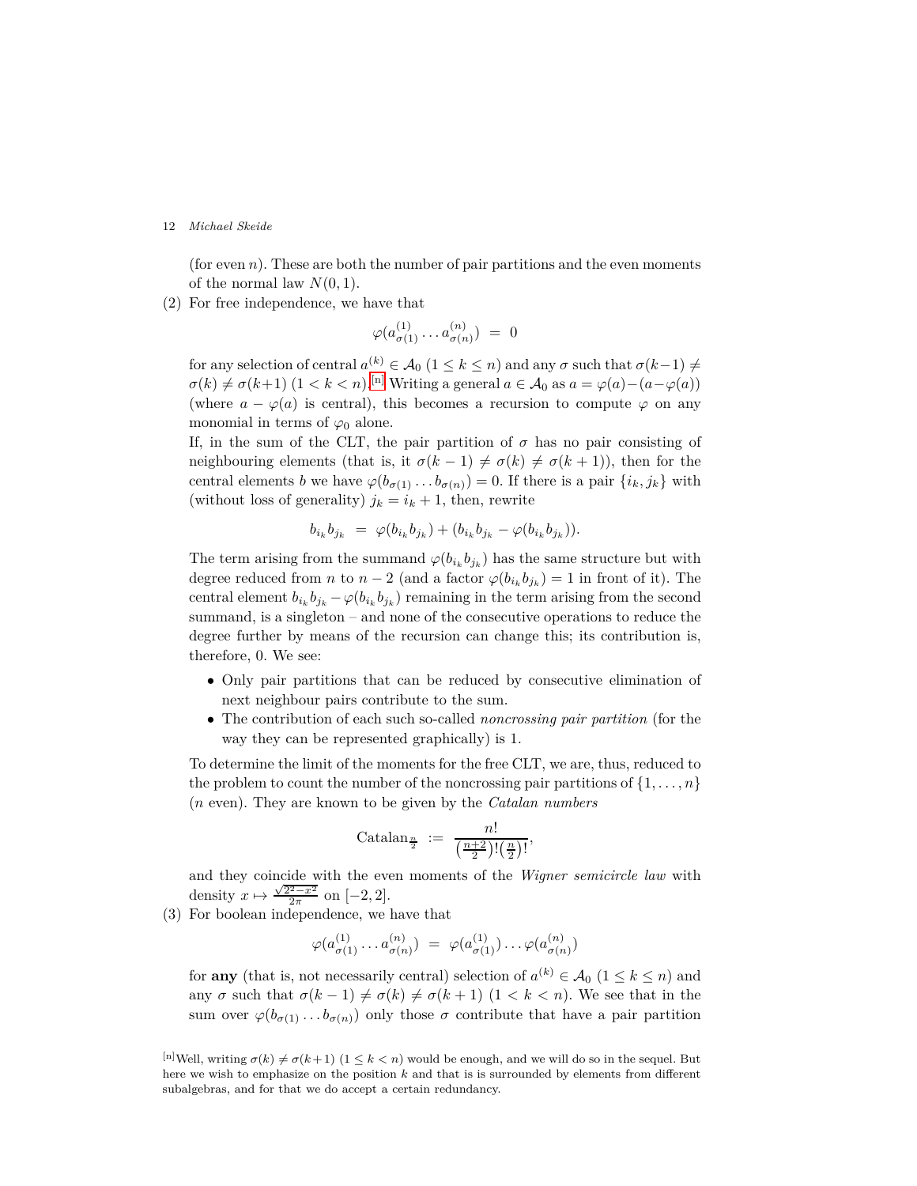(for even $n$). These are both the number of pair partitions and the even moments of the normal law $N(0,1)$.

(2) For free independence, we have that

$$\varphi(a^{(1)}_{\sigma(1)} \dots a^{(n)}_{\sigma(n)}) \;=\; 0$$

for any selection of central $a^{(k)} \in \mathcal{A}_0$ $(1 \leq k \leq n)$ and any $\sigma$ such that $\sigma(k-1) \neq \sigma(k) \neq \sigma(k+1)$ $(1 < k < n)$.[n] Writing a general $a \in \mathcal{A}_0$ as $a = \varphi(a) - (a - \varphi(a))$ (where $a - \varphi(a)$ is central), this becomes a recursion to compute $\varphi$ on any monomial in terms of $\varphi_0$ alone.

If, in the sum of the CLT, the pair partition of $\sigma$ has no pair consisting of neighbouring elements (that is, it $\sigma(k-1) \neq \sigma(k) \neq \sigma(k+1)$), then for the central elements $b$ we have $\varphi(b_{\sigma(1)} \dots b_{\sigma(n)}) = 0$. If there is a pair $\{i_k, j_k\}$ with (without loss of generality) $j_k = i_k + 1$, then, rewrite

$$b_{i_k} b_{j_k} \;=\; \varphi(b_{i_k} b_{j_k}) + (b_{i_k} b_{j_k} - \varphi(b_{i_k} b_{j_k})).$$

The term arising from the summand $\varphi(b_{i_k} b_{j_k})$ has the same structure but with degree reduced from $n$ to $n-2$ (and a factor $\varphi(b_{i_k} b_{j_k}) = 1$ in front of it). The central element $b_{i_k} b_{j_k} - \varphi(b_{i_k} b_{j_k})$ remaining in the term arising from the second summand, is a singleton – and none of the consecutive operations to reduce the degree further by means of the recursion can change this; its contribution is, therefore, 0. We see:

- Only pair partitions that can be reduced by consecutive elimination of next neighbour pairs contribute to the sum.
- The contribution of each such so-called *noncrossing pair partition* (for the way they can be represented graphically) is 1.

To determine the limit of the moments for the free CLT, we are, thus, reduced to the problem to count the number of the noncrossing pair partitions of $\{1, \dots, n\}$ ($n$ even). They are known to be given by the *Catalan numbers*

$$\mathrm{Catalan}_{\frac{n}{2}} \;:=\; \frac{n!}{\left(\frac{n+2}{2}\right)!\left(\frac{n}{2}\right)!},$$

and they coincide with the even moments of the *Wigner semicircle law* with density $x \mapsto \frac{\sqrt{2^2 - x^2}}{2\pi}$ on $[-2, 2]$.

(3) For boolean independence, we have that

$$\varphi(a^{(1)}_{\sigma(1)} \dots a^{(n)}_{\sigma(n)}) \;=\; \varphi(a^{(1)}_{\sigma(1)}) \dots \varphi(a^{(n)}_{\sigma(n)})$$

for **any** (that is, not necessarily central) selection of $a^{(k)} \in \mathcal{A}_0$ $(1 \leq k \leq n)$ and any $\sigma$ such that $\sigma(k-1) \neq \sigma(k) \neq \sigma(k+1)$ $(1 < k < n)$. We see that in the sum over $\varphi(b_{\sigma(1)} \dots b_{\sigma(n)})$ only those $\sigma$ contribute that have a pair partition

[n] Well, writing $\sigma(k) \neq \sigma(k+1)$ $(1 \leq k < n)$ would be enough, and we will do so in the sequel. But here we wish to emphasize on the position $k$ and that is is surrounded by elements from different subalgebras, and for that we do accept a certain redundancy.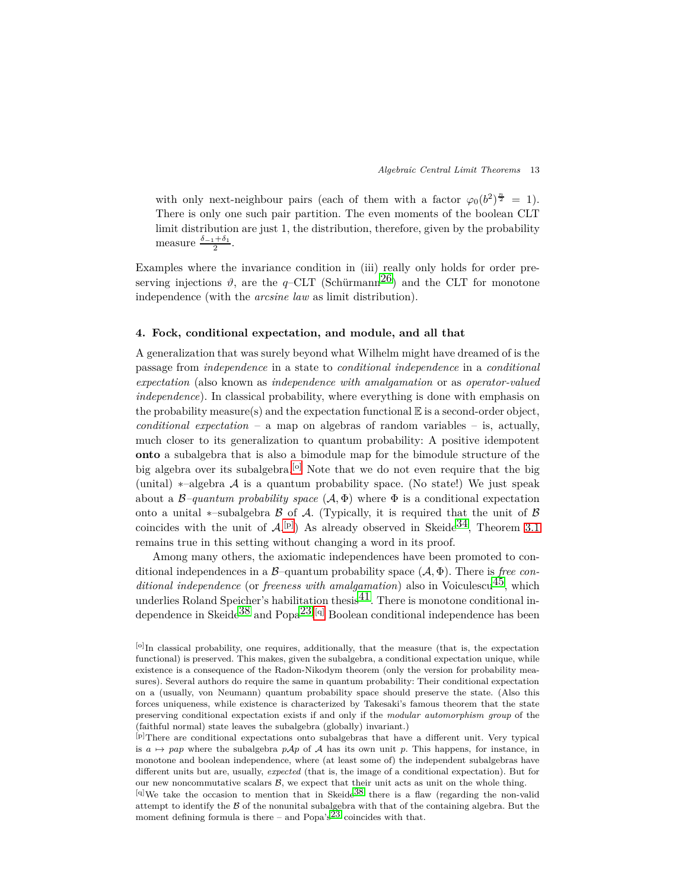with only next-neighbour pairs (each of them with a factor $\varphi_0(b^2)^{\frac{n}{2}} = 1$). There is only one such pair partition. The even moments of the boolean CLT limit distribution are just 1, the distribution, therefore, given by the probability measure $\frac{\delta_{-1}+\delta_1}{2}$.

Examples where the invariance condition in (iii) really only holds for order preserving injections $\vartheta$, are the $q$–CLT (Schürmann[26]) and the CLT for monotone independence (with the *arcsine law* as limit distribution).

## 4. Fock, conditional expectation, and module, and all that

A generalization that was surely beyond what Wilhelm might have dreamed of is the passage from *independence* in a state to *conditional independence* in a *conditional expectation* (also known as *independence with amalgamation* or as *operator-valued independence*). In classical probability, where everything is done with emphasis on the probability measure(s) and the expectation functional $\mathbb{E}$ is a second-order object, *conditional expectation* – a map on algebras of random variables – is, actually, much closer to its generalization to quantum probability: A positive idempotent **onto** a subalgebra that is also a bimodule map for the bimodule structure of the big algebra over its subalgebra.[o] Note that we do not even require that the big (unital) $*$–algebra $\mathcal{A}$ is a quantum probability space. (No state!) We just speak about a $\mathcal{B}$*–quantum probability space* $(\mathcal{A}, \Phi)$ where $\Phi$ is a conditional expectation onto a unital $*$–subalgebra $\mathcal{B}$ of $\mathcal{A}$. (Typically, it is required that the unit of $\mathcal{B}$ coincides with the unit of $\mathcal{A}$.[p]) As already observed in Skeide[34], Theorem 3.1 remains true in this setting without changing a word in its proof.

Among many others, the axiomatic independences have been promoted to conditional independences in a $\mathcal{B}$–quantum probability space $(\mathcal{A}, \Phi)$. There is *free conditional independence* (or *freeness with amalgamation*) also in Voiculescu[45], which underlies Roland Speicher's habilitation thesis[41]. There is monotone conditional independence in Skeide[38] and Popa[23].[q] Boolean conditional independence has been

[o]In classical probability, one requires, additionally, that the measure (that is, the expectation functional) is preserved. This makes, given the subalgebra, a conditional expectation unique, while existence is a consequence of the Radon-Nikodym theorem (only the version for probability measures). Several authors do require the same in quantum probability: Their conditional expectation on a (usually, von Neumann) quantum probability space should preserve the state. (Also this forces uniqueness, while existence is characterized by Takesaki's famous theorem that the state preserving conditional expectation exists if and only if the *modular automorphism group* of the (faithful normal) state leaves the subalgebra (globally) invariant.)

[p]There are conditional expectations onto subalgebras that have a different unit. Very typical is $a \mapsto pap$ where the subalgebra $p\mathcal{A}p$ of $\mathcal{A}$ has its own unit $p$. This happens, for instance, in monotone and boolean independence, where (at least some of) the independent subalgebras have different units but are, usually, *expected* (that is, the image of a conditional expectation). But for our new noncommutative scalars $\mathcal{B}$, we expect that their unit acts as unit on the whole thing.

[q]We take the occasion to mention that in Skeide[38] there is a flaw (regarding the non-valid attempt to identify the $\mathcal{B}$ of the nonunital subalgebra with that of the containing algebra. But the moment defining formula is there – and Popa's[23] coincides with that.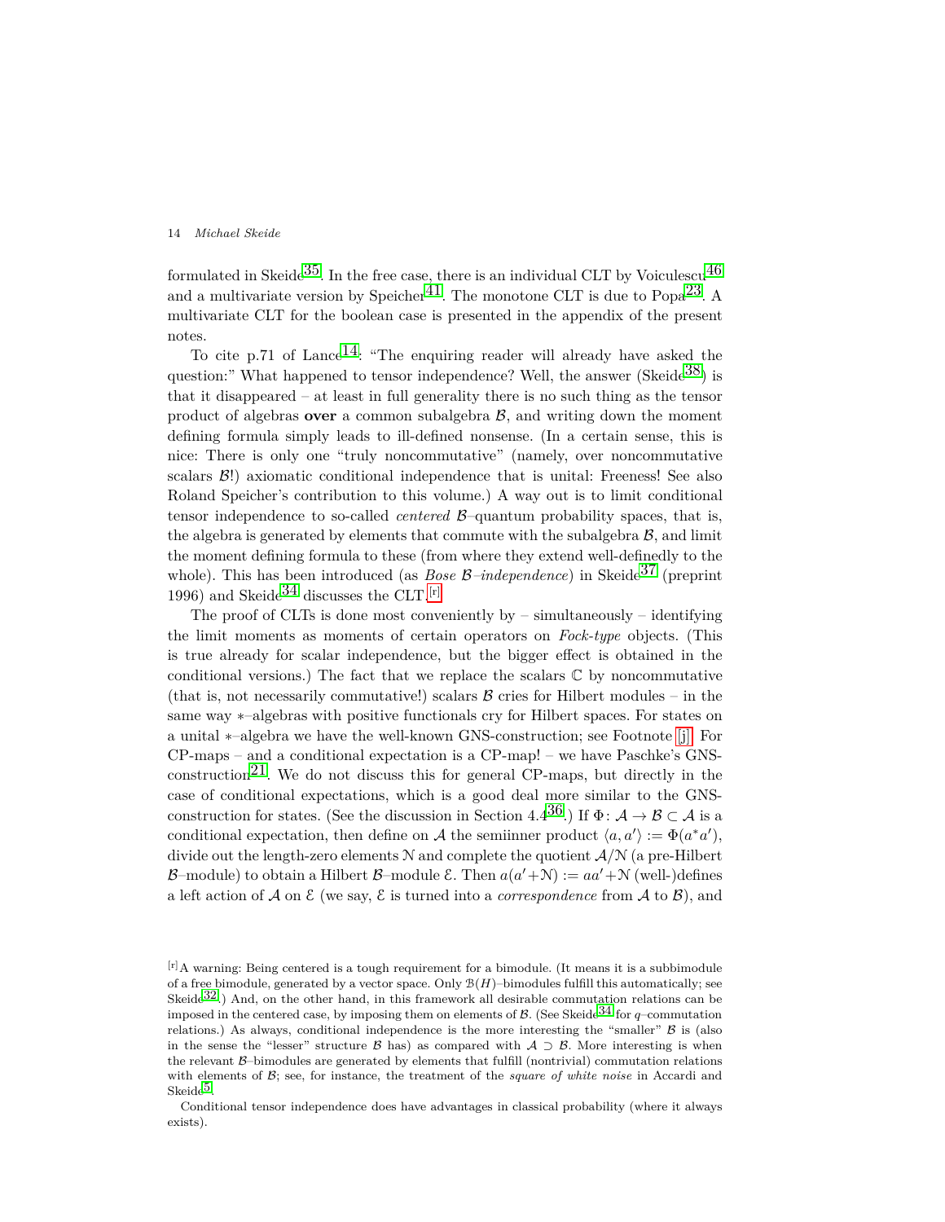formulated in Skeide[35]. In the free case, there is an individual CLT by Voiculescu[46] and a multivariate version by Speicher[41]. The monotone CLT is due to Popa[23]. A multivariate CLT for the boolean case is presented in the appendix of the present notes.

To cite p.71 of Lance[14]: "The enquiring reader will already have asked the question:" What happened to tensor independence? Well, the answer (Skeide[38]) is that it disappeared – at least in full generality there is no such thing as the tensor product of algebras **over** a common subalgebra $\mathcal{B}$, and writing down the moment defining formula simply leads to ill-defined nonsense. (In a certain sense, this is nice: There is only one "truly noncommutative" (namely, over noncommutative scalars $\mathcal{B}$!) axiomatic conditional independence that is unital: Freeness! See also Roland Speicher's contribution to this volume.) A way out is to limit conditional tensor independence to so-called *centered* $\mathcal{B}$–quantum probability spaces, that is, the algebra is generated by elements that commute with the subalgebra $\mathcal{B}$, and limit the moment defining formula to these (from where they extend well-definedly to the whole). This has been introduced (as *Bose* $\mathcal{B}$*–independence*) in Skeide[37] (preprint 1996) and Skeide[34] discusses the CLT.[r]

The proof of CLTs is done most conveniently by – simultaneously – identifying the limit moments as moments of certain operators on *Fock-type* objects. (This is true already for scalar independence, but the bigger effect is obtained in the conditional versions.) The fact that we replace the scalars $\mathbb{C}$ by noncommutative (that is, not necessarily commutative!) scalars $\mathcal{B}$ cries for Hilbert modules – in the same way $*$–algebras with positive functionals cry for Hilbert spaces. For states on a unital $*$–algebra we have the well-known GNS-construction; see Footnote [j]. For CP-maps – and a conditional expectation is a CP-map! – we have Paschke's GNS-construction[21]. We do not discuss this for general CP-maps, but directly in the case of conditional expectations, which is a good deal more similar to the GNS-construction for states. (See the discussion in Section 4.4[36].) If $\Phi\colon \mathcal{A} \to \mathcal{B} \subset \mathcal{A}$ is a conditional expectation, then define on $\mathcal{A}$ the semiinner product $\langle a, a' \rangle := \Phi(a^*a')$, divide out the length-zero elements $\mathcal{N}$ and complete the quotient $\mathcal{A}/\mathcal{N}$ (a pre-Hilbert $\mathcal{B}$–module) to obtain a Hilbert $\mathcal{B}$–module $\mathcal{E}$. Then $a(a'+\mathcal{N}) := aa'+\mathcal{N}$ (well-)defines a left action of $\mathcal{A}$ on $\mathcal{E}$ (we say, $\mathcal{E}$ is turned into a *correspondence* from $\mathcal{A}$ to $\mathcal{B}$), and

[r] A warning: Being centered is a tough requirement for a bimodule. (It means it is a subbimodule of a free bimodule, generated by a vector space. Only $\mathcal{B}(H)$–bimodules fulfill this automatically; see Skeide[32].) And, on the other hand, in this framework all desirable commutation relations can be imposed in the centered case, by imposing them on elements of $\mathcal{B}$. (See Skeide[34] for $q$–commutation relations.) As always, conditional independence is the more interesting the "smaller" $\mathcal{B}$ is (also in the sense the "lesser" structure $\mathcal{B}$ has) as compared with $\mathcal{A} \supset \mathcal{B}$. More interesting is when the relevant $\mathcal{B}$–bimodules are generated by elements that fulfill (nontrivial) commutation relations with elements of $\mathcal{B}$; see, for instance, the treatment of the *square of white noise* in Accardi and Skeide[5].

Conditional tensor independence does have advantages in classical probability (where it always exists).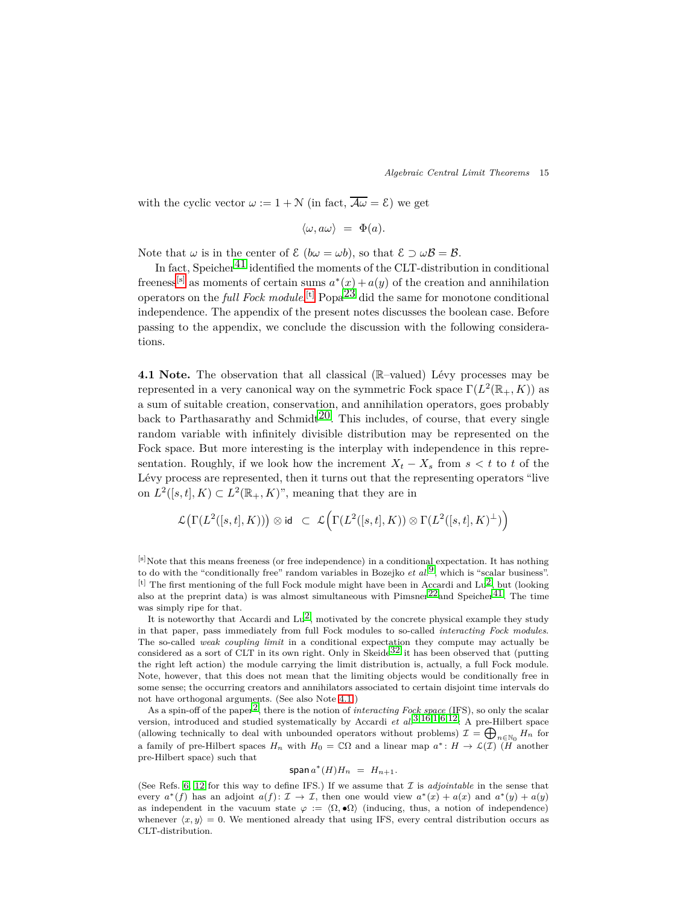with the cyclic vector $\omega := 1 + \mathcal{N}$ (in fact, $\overline{\mathcal{A}\omega} = \mathcal{E}$) we get

$$\langle \omega, a\omega \rangle \;=\; \Phi(a).$$

Note that $\omega$ is in the center of $\mathcal{E}$ ($b\omega = \omega b$), so that $\mathcal{E} \supset \omega\mathcal{B} = \mathcal{B}$.

In fact, Speicher[41] identified the moments of the CLT-distribution in conditional freeness[s] as moments of certain sums $a^*(x) + a(y)$ of the creation and annihilation operators on the *full Fock module*.[t] Popa[23] did the same for monotone conditional independence. The appendix of the present notes discusses the boolean case. Before passing to the appendix, we conclude the discussion with the following considerations.

**4.1 Note.** The observation that all classical ($\mathbb{R}$–valued) Lévy processes may be represented in a very canonical way on the symmetric Fock space $\Gamma(L^2(\mathbb{R}_+, K))$ as a sum of suitable creation, conservation, and annihilation operators, goes probably back to Parthasarathy and Schmidt[20]. This includes, of course, that every single random variable with infinitely divisible distribution may be represented on the Fock space. But more interesting is the interplay with independence in this representation. Roughly, if we look how the increment $X_t - X_s$ from $s < t$ to $t$ of the Lévy process are represented, then it turns out that the representing operators "live on $L^2([s,t], K) \subset L^2(\mathbb{R}_+, K)$", meaning that they are in

$$\mathcal{L}\big(\Gamma(L^2([s,t], K))\big) \otimes \mathsf{id} \;\subset\; \mathcal{L}\Big(\Gamma(L^2([s,t], K)) \otimes \Gamma(L^2([s,t], K)^\perp)\Big)$$

[s] Note that this means freeness (or free independence) in a conditional expectation. It has nothing to do with the "conditionally free" random variables in Bozejko *et al.*[9], which is "scalar business".
[t] The first mentioning of the full Fock module might have been in Accardi and Lu[2], but (looking also at the preprint data) is was almost simultaneous with Pimsner[22] and Speicher[41]. The time was simply ripe for that.

It is noteworthy that Accardi and Lu[2], motivated by the concrete physical example they study in that paper, pass immediately from full Fock modules to so-called *interacting Fock modules*. The so-called *weak coupling limit* in a conditional expectation they compute may actually be considered as a sort of CLT in its own right. Only in Skeide[32] it has been observed that (putting the right left action) the module carrying the limit distribution is, actually, a full Fock module. Note, however, that this does not mean that the limiting objects would be conditionally free in some sense; the occurring creators and annihilators associated to certain disjoint time intervals do not have orthogonal arguments. (See also Note 4.1.)

As a spin-off of the paper[2], there is the notion of *interacting Fock space* (IFS), so only the scalar version, introduced and studied systematically by Accardi *et al.*[3,16,1,6,12]. A pre-Hilbert space (allowing technically to deal with unbounded operators without problems) $\mathcal{I} = \bigoplus_{n \in \mathbb{N}_0} H_n$ for a family of pre-Hilbert spaces $H_n$ with $H_0 = \mathbb{C}\Omega$ and a linear map $a^* \colon H \to \mathcal{L}(\mathcal{I})$ ($H$ another pre-Hilbert space) such that

$$\operatorname{span} a^*(H) H_n \;=\; H_{n+1}.$$

(See Refs. 6, 12 for this way to define IFS.) If we assume that $\mathcal{I}$ is *adjointable* in the sense that every $a^*(f)$ has an adjoint $a(f) \colon \mathcal{I} \to \mathcal{I}$, then one would view $a^*(x) + a(x)$ and $a^*(y) + a(y)$ as independent in the vacuum state $\varphi := \langle \Omega, \bullet\Omega \rangle$ (inducing, thus, a notion of independence) whenever $\langle x, y \rangle = 0$. We mentioned already that using IFS, every central distribution occurs as CLT-distribution.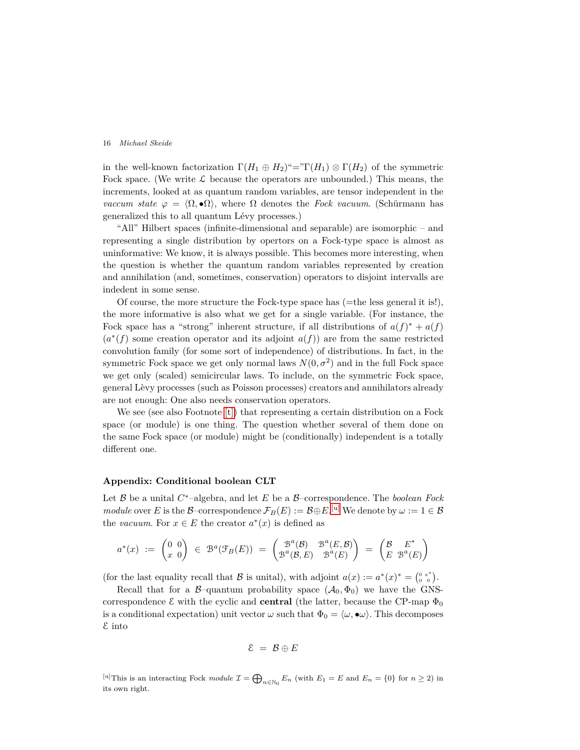in the well-known factorization $\Gamma(H_1 \oplus H_2)$"="$\Gamma(H_1) \otimes \Gamma(H_2)$ of the symmetric Fock space. (We write $\mathcal{L}$ because the operators are unbounded.) This means, the increments, looked at as quantum random variables, are tensor independent in the *vaccum state* $\varphi = \langle \Omega, \bullet \Omega \rangle$, where $\Omega$ denotes the *Fock vacuum*. (Schürmann has generalized this to all quantum Lévy processes.)

"All" Hilbert spaces (infinite-dimensional and separable) are isomorphic – and representing a single distribution by opertors on a Fock-type space is almost as uninformative: We know, it is always possible. This becomes more interesting, when the question is whether the quantum random variables represented by creation and annihilation (and, sometimes, conservation) operators to disjoint intervalls are indedent in some sense.

Of course, the more structure the Fock-type space has (=the less general it is!), the more informative is also what we get for a single variable. (For instance, the Fock space has a "strong" inherent structure, if all distributions of $a(f)^* + a(f)$ ($a^*(f)$ some creation operator and its adjoint $a(f)$) are from the same restricted convolution family (for some sort of independence) of distributions. In fact, in the symmetric Fock space we get only normal laws $N(0, \sigma^2)$ and in the full Fock space we get only (scaled) semicircular laws. To include, on the symmetric Fock space, general Lèvy processes (such as Poisson processes) creators and annihilators already are not enough: One also needs conservation operators.

We see (see also Footnote [t]) that representing a certain distribution on a Fock space (or module) is one thing. The question whether several of them done on the same Fock space (or module) might be (conditionally) independent is a totally different one.

## Appendix: Conditional boolean CLT

Let $\mathcal{B}$ be a unital $C^*$–algebra, and let $E$ be a $\mathcal{B}$–correspondence. The *boolean Fock module* over $E$ is the $\mathcal{B}$–correspondence $\mathcal{F}_B(E) := \mathcal{B} \oplus E$.[u] We denote by $\omega := 1 \in \mathcal{B}$ the *vacuum*. For $x \in E$ the creator $a^*(x)$ is defined as

$$a^*(x) \;:=\; \begin{pmatrix} 0 & 0 \\ x & 0 \end{pmatrix} \;\in\; \mathcal{B}^a(\mathcal{F}_B(E)) \;=\; \begin{pmatrix} \mathcal{B}^a(\mathcal{B}) & \mathcal{B}^a(E, \mathcal{B}) \\ \mathcal{B}^a(\mathcal{B}, E) & \mathcal{B}^a(E) \end{pmatrix} \;=\; \begin{pmatrix} \mathcal{B} & E^* \\ E & \mathcal{B}^a(E) \end{pmatrix}$$

(for the last equality recall that $\mathcal{B}$ is unital), with adjoint $a(x) := a^*(x)^* = \begin{pmatrix} 0 & x^* \\ 0 & 0 \end{pmatrix}$.

Recall that for a $\mathcal{B}$–quantum probability space $(\mathcal{A}_0, \Phi_0)$ we have the GNS-correspondence $\mathcal{E}$ with the cyclic and **central** (the latter, because the CP-map $\Phi_0$ is a conditional expectation) unit vector $\omega$ such that $\Phi_0 = \langle \omega, \bullet \omega \rangle$. This decomposes $\mathcal{E}$ into

$$\mathcal{E} \;=\; \mathcal{B} \oplus E$$

[u]This is an interacting Fock *module* $\mathcal{I} = \bigoplus_{n \in \mathbb{N}_0} E_n$ (with $E_1 = E$ and $E_n = \{0\}$ for $n \geq 2$) in its own right.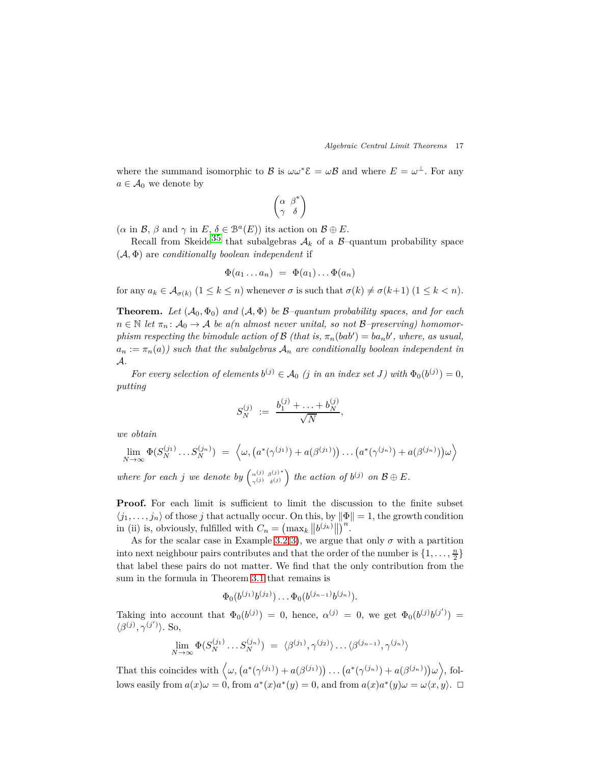where the summand isomorphic to $\mathcal{B}$ is $\omega\omega^*\mathcal{E} = \omega\mathcal{B}$ and where $E = \omega^\perp$. For any $a \in \mathcal{A}_0$ we denote by

$$\begin{pmatrix} \alpha & \beta^* \\ \gamma & \delta \end{pmatrix}$$

($\alpha$ in $\mathcal{B}$, $\beta$ and $\gamma$ in $E$, $\delta \in \mathcal{B}^a(E)$) its action on $\mathcal{B} \oplus E$.

Recall from Skeide[35] that subalgebras $\mathcal{A}_k$ of a $\mathcal{B}$–quantum probability space $(\mathcal{A}, \Phi)$ are *conditionally boolean independent* if

$$\Phi(a_1 \dots a_n) \;=\; \Phi(a_1) \dots \Phi(a_n)$$

for any $a_k \in \mathcal{A}_{\sigma(k)}$ $(1 \le k \le n)$ whenever $\sigma$ is such that $\sigma(k) \ne \sigma(k+1)$ $(1 \le k < n)$.

**Theorem.** *Let $(\mathcal{A}_0, \Phi_0)$ and $(\mathcal{A}, \Phi)$ be $\mathcal{B}$–quantum probability spaces, and for each $n \in \mathbb{N}$ let $\pi_n \colon \mathcal{A}_0 \to \mathcal{A}$ be a(n almost never unital, so not $\mathcal{B}$–preserving) homomorphism respecting the bimodule action of $\mathcal{B}$ (that is, $\pi_n(bab') = ba_nb'$, where, as usual, $a_n := \pi_n(a)$) such that the subalgebras $\mathcal{A}_n$ are conditionally boolean independent in $\mathcal{A}$.*

*For every selection of elements $b^{(j)} \in \mathcal{A}_0$ ($j$ in an index set $J$) with $\Phi_0(b^{(j)}) = 0$, putting*

$$S_N^{(j)} \;:=\; \frac{b_1^{(j)} + \ldots + b_N^{(j)}}{\sqrt{N}},$$

*we obtain*

$$\lim_{N\to\infty} \Phi(S_N^{(j_1)} \dots S_N^{(j_n)}) \;=\; \Big\langle \omega, \big(a^*(\gamma^{(j_1)}) + a(\beta^{(j_1)})\big) \dots \big(a^*(\gamma^{(j_n)}) + a(\beta^{(j_n)})\big)\omega \Big\rangle$$

*where for each $j$ we denote by $\begin{pmatrix} \alpha^{(j)} & \beta^{(j)*} \\ \gamma^{(j)} & \delta^{(j)} \end{pmatrix}$ the action of $b^{(j)}$ on $\mathcal{B} \oplus E$.*

**Proof.** For each limit is sufficient to limit the discussion to the finite subset $\langle j_1, \dots, j_n \rangle$ of those $j$ that actually occur. On this, by $\|\Phi\| = 1$, the growth condition in (ii) is, obviously, fulfilled with $C_n = \big(\max_k \big\|b^{(j_k)}\big\|\big)^n$.

As for the scalar case in Example 3.2(3), we argue that only $\sigma$ with a partition into next neighbour pairs contributes and that the order of the number is $\{1, \dots, \frac{n}{2}\}$ that label these pairs do not matter. We find that the only contribution from the sum in the formula in Theorem 3.1 that remains is

$$\Phi_0(b^{(j_1)}b^{(j_2)}) \dots \Phi_0(b^{(j_{n-1})}b^{(j_n)}).$$

Taking into account that $\Phi_0(b^{(j)}) = 0$, hence, $\alpha^{(j)} = 0$, we get $\Phi_0(b^{(j)}b^{(j')}) = \langle \beta^{(j)}, \gamma^{(j')} \rangle$. So,

$$\lim_{N\to\infty} \Phi(S_N^{(j_1)} \dots S_N^{(j_n)}) \;=\; \langle \beta^{(j_1)}, \gamma^{(j_2)} \rangle \dots \langle \beta^{(j_{n-1})}, \gamma^{(j_n)} \rangle$$

That this coincides with $\Big\langle \omega, \big(a^*(\gamma^{(j_1)}) + a(\beta^{(j_1)})\big) \dots \big(a^*(\gamma^{(j_n)}) + a(\beta^{(j_n)})\big)\omega \Big\rangle$, follows easily from $a(x)\omega = 0$, from $a^*(x)a^*(y) = 0$, and from $a(x)a^*(y)\omega = \omega\langle x, y \rangle$. $\square$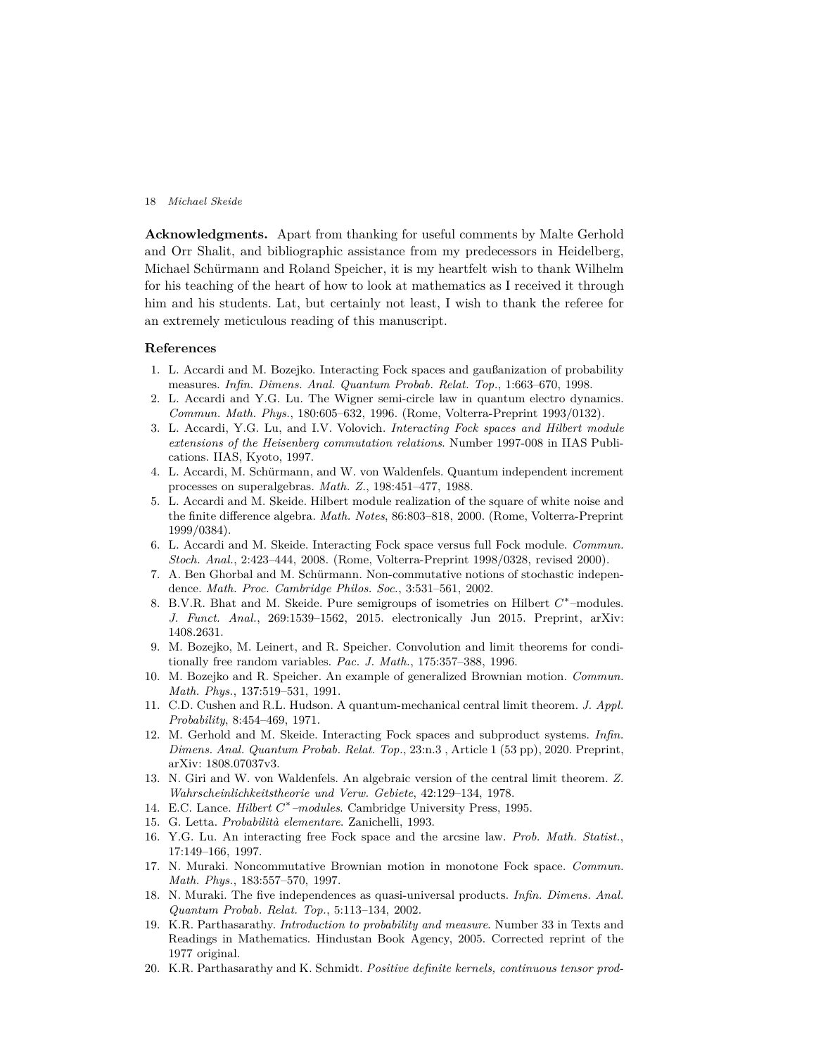**Acknowledgments.** Apart from thanking for useful comments by Malte Gerhold and Orr Shalit, and bibliographic assistance from my predecessors in Heidelberg, Michael Schürmann and Roland Speicher, it is my heartfelt wish to thank Wilhelm for his teaching of the heart of how to look at mathematics as I received it through him and his students. Lat, but certainly not least, I wish to thank the referee for an extremely meticulous reading of this manuscript.

## References

1. L. Accardi and M. Bozejko. Interacting Fock spaces and gaußanization of probability measures. *Infin. Dimens. Anal. Quantum Probab. Relat. Top.*, 1:663–670, 1998.
2. L. Accardi and Y.G. Lu. The Wigner semi-circle law in quantum electro dynamics. *Commun. Math. Phys.*, 180:605–632, 1996. (Rome, Volterra-Preprint 1993/0132).
3. L. Accardi, Y.G. Lu, and I.V. Volovich. *Interacting Fock spaces and Hilbert module extensions of the Heisenberg commutation relations*. Number 1997-008 in IIAS Publications. IIAS, Kyoto, 1997.
4. L. Accardi, M. Schürmann, and W. von Waldenfels. Quantum independent increment processes on superalgebras. *Math. Z.*, 198:451–477, 1988.
5. L. Accardi and M. Skeide. Hilbert module realization of the square of white noise and the finite difference algebra. *Math. Notes*, 86:803–818, 2000. (Rome, Volterra-Preprint 1999/0384).
6. L. Accardi and M. Skeide. Interacting Fock space versus full Fock module. *Commun. Stoch. Anal.*, 2:423–444, 2008. (Rome, Volterra-Preprint 1998/0328, revised 2000).
7. A. Ben Ghorbal and M. Schürmann. Non-commutative notions of stochastic independence. *Math. Proc. Cambridge Philos. Soc.*, 3:531–561, 2002.
8. B.V.R. Bhat and M. Skeide. Pure semigroups of isometries on Hilbert $C^*$–modules. *J. Funct. Anal.*, 269:1539–1562, 2015. electronically Jun 2015. Preprint, arXiv: 1408.2631.
9. M. Bozejko, M. Leinert, and R. Speicher. Convolution and limit theorems for conditionally free random variables. *Pac. J. Math.*, 175:357–388, 1996.
10. M. Bozejko and R. Speicher. An example of generalized Brownian motion. *Commun. Math. Phys.*, 137:519–531, 1991.
11. C.D. Cushen and R.L. Hudson. A quantum-mechanical central limit theorem. *J. Appl. Probability*, 8:454–469, 1971.
12. M. Gerhold and M. Skeide. Interacting Fock spaces and subproduct systems. *Infin. Dimens. Anal. Quantum Probab. Relat. Top.*, 23:n.3 , Article 1 (53 pp), 2020. Preprint, arXiv: 1808.07037v3.
13. N. Giri and W. von Waldenfels. An algebraic version of the central limit theorem. *Z. Wahrscheinlichkeitstheorie und Verw. Gebiete*, 42:129–134, 1978.
14. E.C. Lance. *Hilbert $C^*$–modules*. Cambridge University Press, 1995.
15. G. Letta. *Probabilità elementare*. Zanichelli, 1993.
16. Y.G. Lu. An interacting free Fock space and the arcsine law. *Prob. Math. Statist.*, 17:149–166, 1997.
17. N. Muraki. Noncommutative Brownian motion in monotone Fock space. *Commun. Math. Phys.*, 183:557–570, 1997.
18. N. Muraki. The five independences as quasi-universal products. *Infin. Dimens. Anal. Quantum Probab. Relat. Top.*, 5:113–134, 2002.
19. K.R. Parthasarathy. *Introduction to probability and measure*. Number 33 in Texts and Readings in Mathematics. Hindustan Book Agency, 2005. Corrected reprint of the 1977 original.
20. K.R. Parthasarathy and K. Schmidt. *Positive definite kernels, continuous tensor prod-*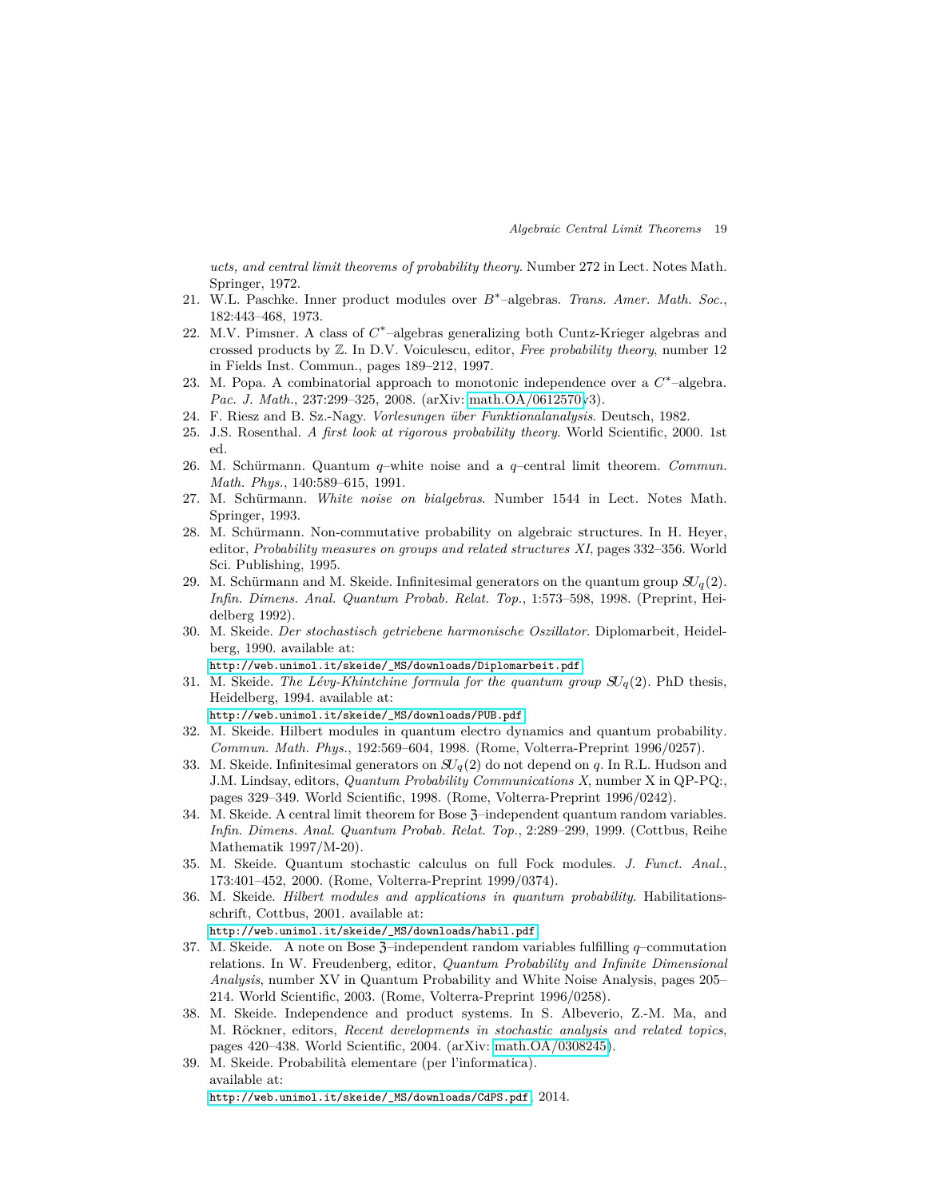*ucts, and central limit theorems of probability theory*. Number 272 in Lect. Notes Math. Springer, 1972.

21. W.L. Paschke. Inner product modules over $B^*$–algebras. *Trans. Amer. Math. Soc.*, 182:443–468, 1973.
22. M.V. Pimsner. A class of $C^*$–algebras generalizing both Cuntz-Krieger algebras and crossed products by $\mathbb{Z}$. In D.V. Voiculescu, editor, *Free probability theory*, number 12 in Fields Inst. Commun., pages 189–212, 1997.
23. M. Popa. A combinatorial approach to monotonic independence over a $C^*$–algebra. *Pac. J. Math.*, 237:299–325, 2008. (arXiv: math.OA/0612570v3).
24. F. Riesz and B. Sz.-Nagy. *Vorlesungen über Funktionalanalysis*. Deutsch, 1982.
25. J.S. Rosenthal. *A first look at rigorous probability theory*. World Scientific, 2000. 1st ed.
26. M. Schürmann. Quantum $q$–white noise and a $q$–central limit theorem. *Commun. Math. Phys.*, 140:589–615, 1991.
27. M. Schürmann. *White noise on bialgebras*. Number 1544 in Lect. Notes Math. Springer, 1993.
28. M. Schürmann. Non-commutative probability on algebraic structures. In H. Heyer, editor, *Probability measures on groups and related structures XI*, pages 332–356. World Sci. Publishing, 1995.
29. M. Schürmann and M. Skeide. Infinitesimal generators on the quantum group $SU_q(2)$. *Infin. Dimens. Anal. Quantum Probab. Relat. Top.*, 1:573–598, 1998. (Preprint, Heidelberg 1992).
30. M. Skeide. *Der stochastisch getriebene harmonische Oszillator*. Diplomarbeit, Heidelberg, 1990. available at: http://web.unimol.it/skeide/_MS/downloads/Diplomarbeit.pdf.
31. M. Skeide. *The Lévy-Khintchine formula for the quantum group $SU_q(2)$*. PhD thesis, Heidelberg, 1994. available at: http://web.unimol.it/skeide/_MS/downloads/PUB.pdf.
32. M. Skeide. Hilbert modules in quantum electro dynamics and quantum probability. *Commun. Math. Phys.*, 192:569–604, 1998. (Rome, Volterra-Preprint 1996/0257).
33. M. Skeide. Infinitesimal generators on $SU_q(2)$ do not depend on $q$. In R.L. Hudson and J.M. Lindsay, editors, *Quantum Probability Communications X*, number X in QP-PQ:, pages 329–349. World Scientific, 1998. (Rome, Volterra-Preprint 1996/0242).
34. M. Skeide. A central limit theorem for Bose $\mathfrak{Z}$–independent quantum random variables. *Infin. Dimens. Anal. Quantum Probab. Relat. Top.*, 2:289–299, 1999. (Cottbus, Reihe Mathematik 1997/M-20).
35. M. Skeide. Quantum stochastic calculus on full Fock modules. *J. Funct. Anal.*, 173:401–452, 2000. (Rome, Volterra-Preprint 1999/0374).
36. M. Skeide. *Hilbert modules and applications in quantum probability*. Habilitationsschrift, Cottbus, 2001. available at: http://web.unimol.it/skeide/_MS/downloads/habil.pdf.
37. M. Skeide. A note on Bose $\mathfrak{Z}$–independent random variables fulfilling $q$–commutation relations. In W. Freudenberg, editor, *Quantum Probability and Infinite Dimensional Analysis*, number XV in Quantum Probability and White Noise Analysis, pages 205–214. World Scientific, 2003. (Rome, Volterra-Preprint 1996/0258).
38. M. Skeide. Independence and product systems. In S. Albeverio, Z.-M. Ma, and M. Röckner, editors, *Recent developments in stochastic analysis and related topics*, pages 420–438. World Scientific, 2004. (arXiv: math.OA/0308245).
39. M. Skeide. Probabilità elementare (per l'informatica). available at: http://web.unimol.it/skeide/_MS/downloads/CdPS.pdf, 2014.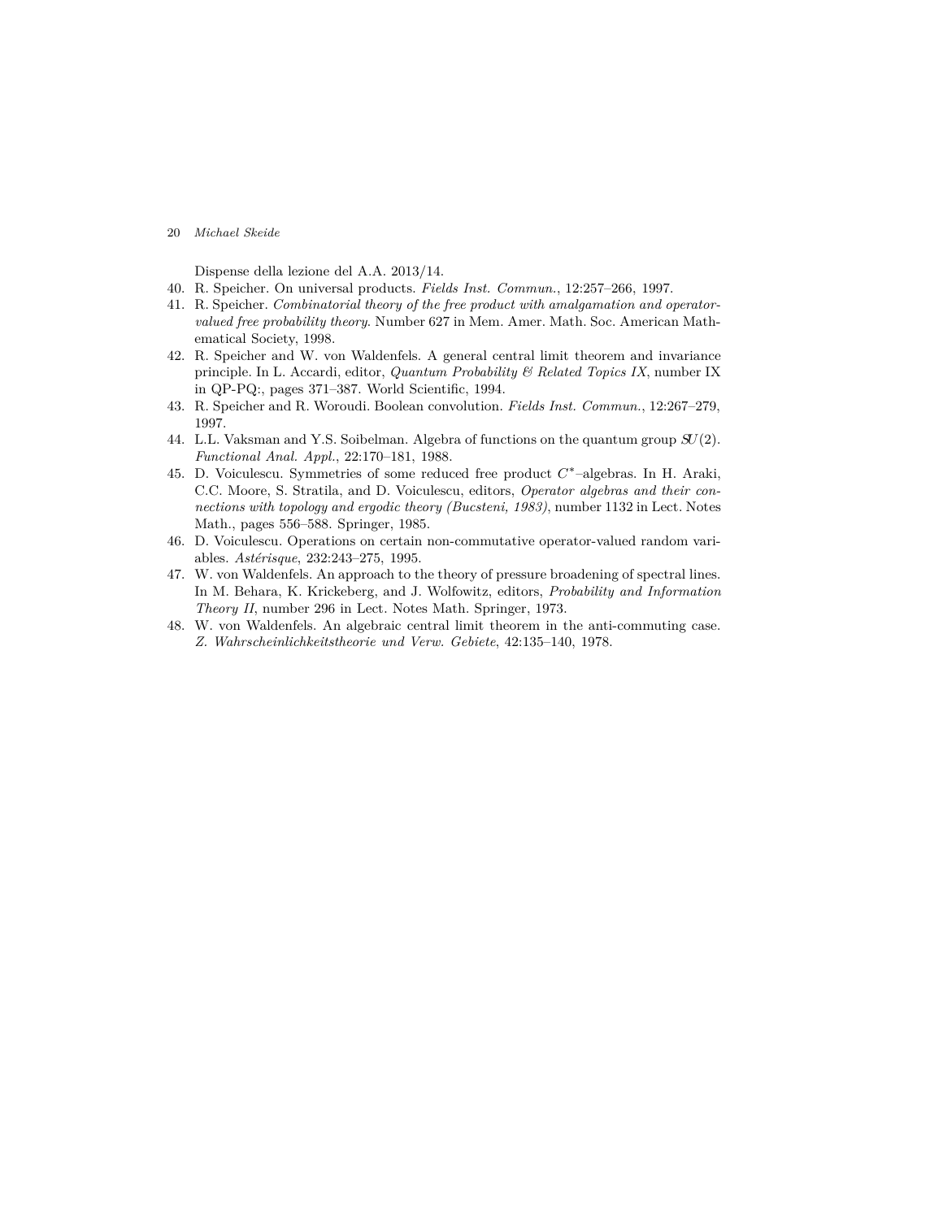Dispense della lezione del A.A. 2013/14.

40. R. Speicher. On universal products. *Fields Inst. Commun.*, 12:257–266, 1997.
41. R. Speicher. *Combinatorial theory of the free product with amalgamation and operator-valued free probability theory*. Number 627 in Mem. Amer. Math. Soc. American Mathematical Society, 1998.
42. R. Speicher and W. von Waldenfels. A general central limit theorem and invariance principle. In L. Accardi, editor, *Quantum Probability & Related Topics IX*, number IX in QP-PQ:, pages 371–387. World Scientific, 1994.
43. R. Speicher and R. Woroudi. Boolean convolution. *Fields Inst. Commun.*, 12:267–279, 1997.
44. L.L. Vaksman and Y.S. Soibelman. Algebra of functions on the quantum group $SU(2)$. *Functional Anal. Appl.*, 22:170–181, 1988.
45. D. Voiculescu. Symmetries of some reduced free product $C^*$–algebras. In H. Araki, C.C. Moore, S. Stratila, and D. Voiculescu, editors, *Operator algebras and their connections with topology and ergodic theory (Bucsteni, 1983)*, number 1132 in Lect. Notes Math., pages 556–588. Springer, 1985.
46. D. Voiculescu. Operations on certain non-commutative operator-valued random variables. *Astérisque*, 232:243–275, 1995.
47. W. von Waldenfels. An approach to the theory of pressure broadening of spectral lines. In M. Behara, K. Krickeberg, and J. Wolfowitz, editors, *Probability and Information Theory II*, number 296 in Lect. Notes Math. Springer, 1973.
48. W. von Waldenfels. An algebraic central limit theorem in the anti-commuting case. *Z. Wahrscheinlichkeitstheorie und Verw. Gebiete*, 42:135–140, 1978.